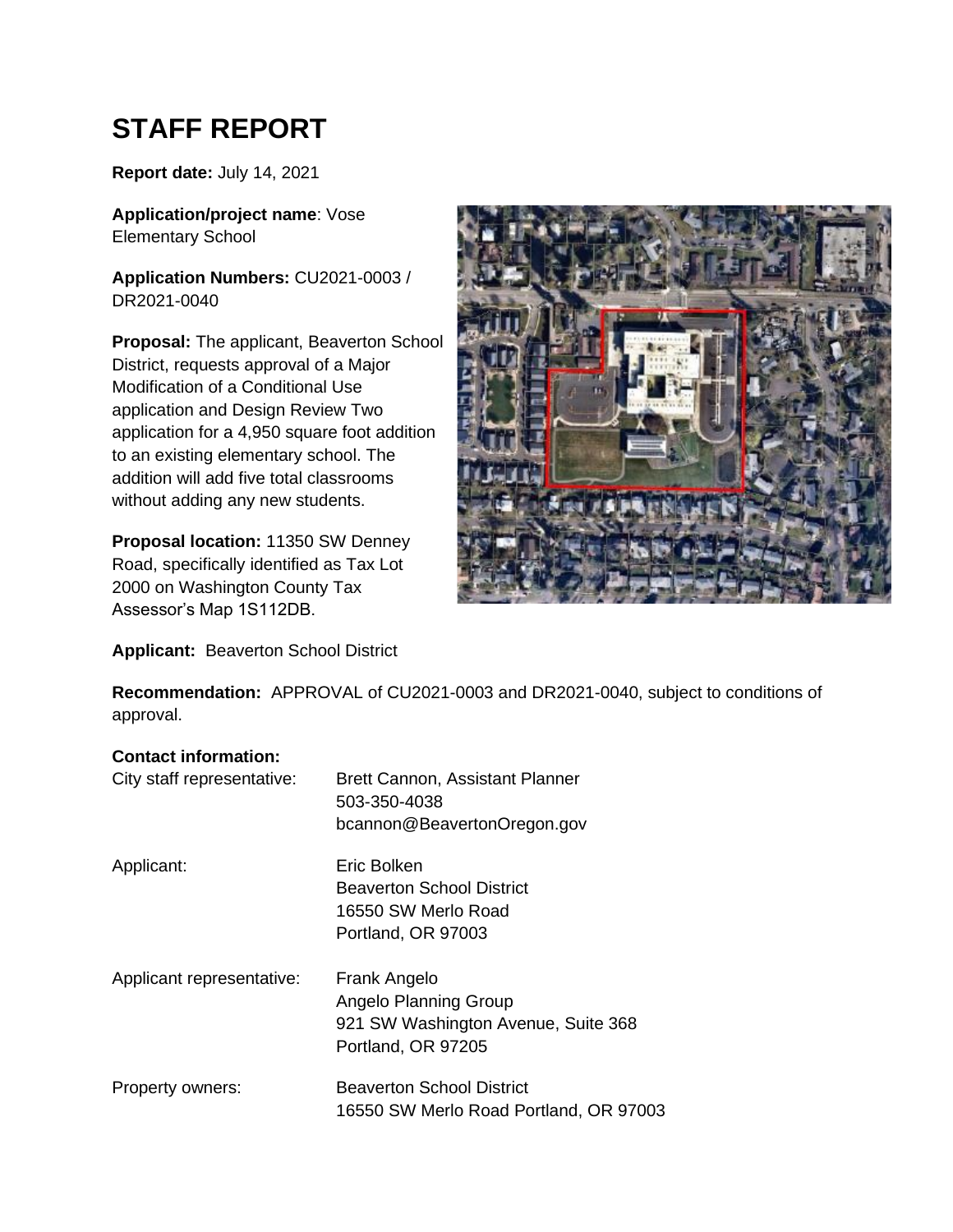# STAFF REPORT

**Report date:** July 14, 2021

**Application/project name**: Vose Elementary School

**Application Numbers:** CU2021-0003 / DR2021-0040

**Proposal:** The applicant, Beaverton School District, requests approval of a Major Modification of a Conditional Use application and Design Review Two application for a 4,950 square foot addition to an existing elementary school. The addition will add five total classrooms without adding any new students.

**Proposal location:** 11350 SW Denney Road, specifically identified as Tax Lot 2000 on Washington County Tax Assessor's Map 1S112DB.

**Applicant:** Beaverton School District

**Recommendation:** APPROVAL of CU2021-0003 and DR2021-0040, subject to conditions of approval.

**Contact information:**

| | |
|---|---|
| City staff representative: | Brett Cannon, Assistant Planner<br>503-350-4038<br>bcannon@BeavertonOregon.gov |
| Applicant: | Eric Bolken<br>Beaverton School District<br>16550 SW Merlo Road<br>Portland, OR 97003 |
| Applicant representative: | Frank Angelo<br>Angelo Planning Group<br>921 SW Washington Avenue, Suite 368<br>Portland, OR 97205 |
| Property owners: | Beaverton School District<br>16550 SW Merlo Road Portland, OR 97003 |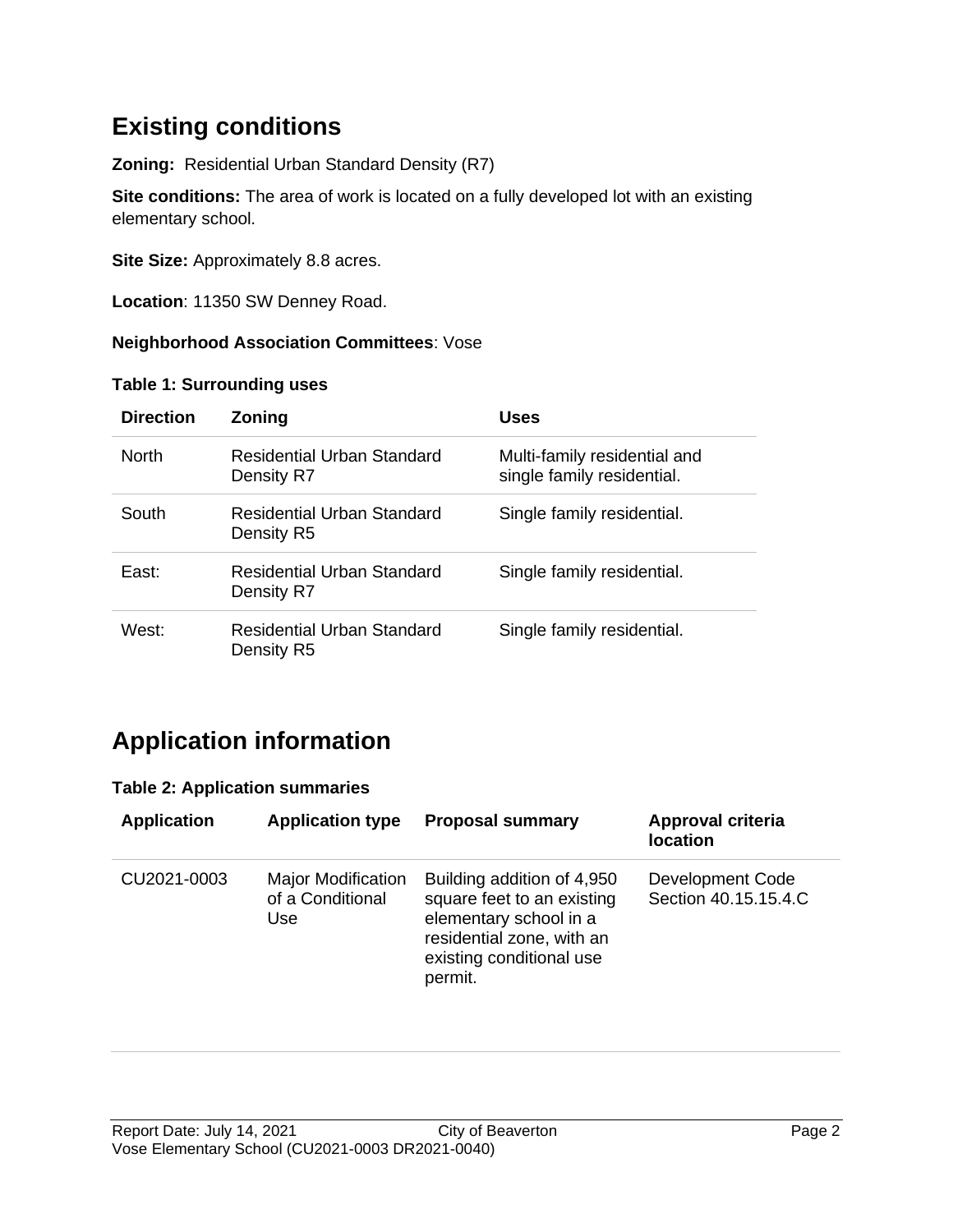## Existing conditions

**Zoning:** Residential Urban Standard Density (R7)

**Site conditions:** The area of work is located on a fully developed lot with an existing elementary school.

**Site Size:** Approximately 8.8 acres.

**Location**: 11350 SW Denney Road.

**Neighborhood Association Committees**: Vose

**Table 1: Surrounding uses**

| Direction | Zoning | Uses |
|---|---|---|
| North | Residential Urban Standard Density R7 | Multi-family residential and single family residential. |
| South | Residential Urban Standard Density R5 | Single family residential. |
| East: | Residential Urban Standard Density R7 | Single family residential. |
| West: | Residential Urban Standard Density R5 | Single family residential. |

## Application information

**Table 2: Application summaries**

| Application | Application type | Proposal summary | Approval criteria location |
|---|---|---|---|
| CU2021-0003 | Major Modification of a Conditional Use | Building addition of 4,950 square feet to an existing elementary school in a residential zone, with an existing conditional use permit. | Development Code Section 40.15.15.4.C |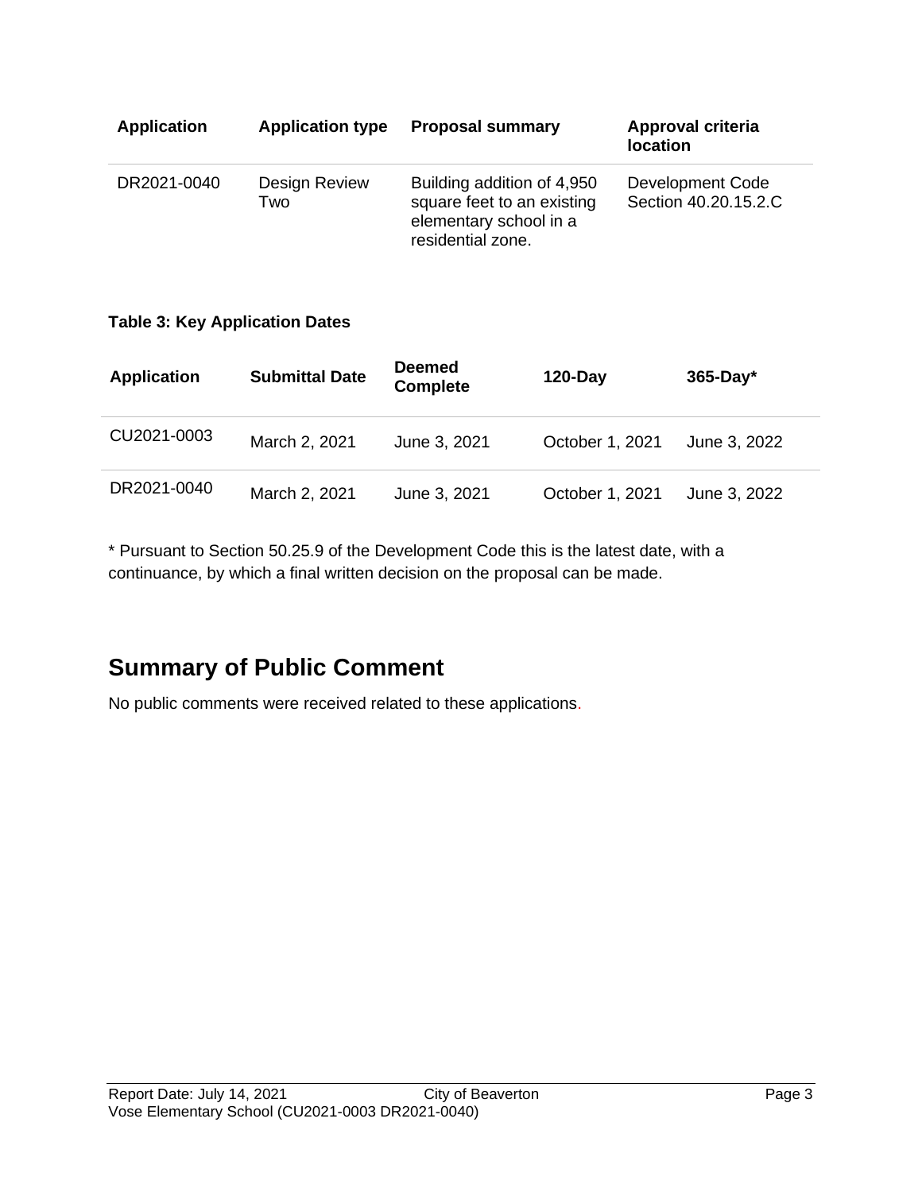| Application | Application type | Proposal summary | Approval criteria location |
| --- | --- | --- | --- |
| DR2021-0040 | Design Review Two | Building addition of 4,950 square feet to an existing elementary school in a residential zone. | Development Code Section 40.20.15.2.C |

**Table 3: Key Application Dates**

| Application | Submittal Date | Deemed Complete | 120-Day | 365-Day* |
| --- | --- | --- | --- | --- |
| CU2021-0003 | March 2, 2021 | June 3, 2021 | October 1, 2021 | June 3, 2022 |
| DR2021-0040 | March 2, 2021 | June 3, 2021 | October 1, 2021 | June 3, 2022 |

* Pursuant to Section 50.25.9 of the Development Code this is the latest date, with a continuance, by which a final written decision on the proposal can be made.

## Summary of Public Comment

No public comments were received related to these applications.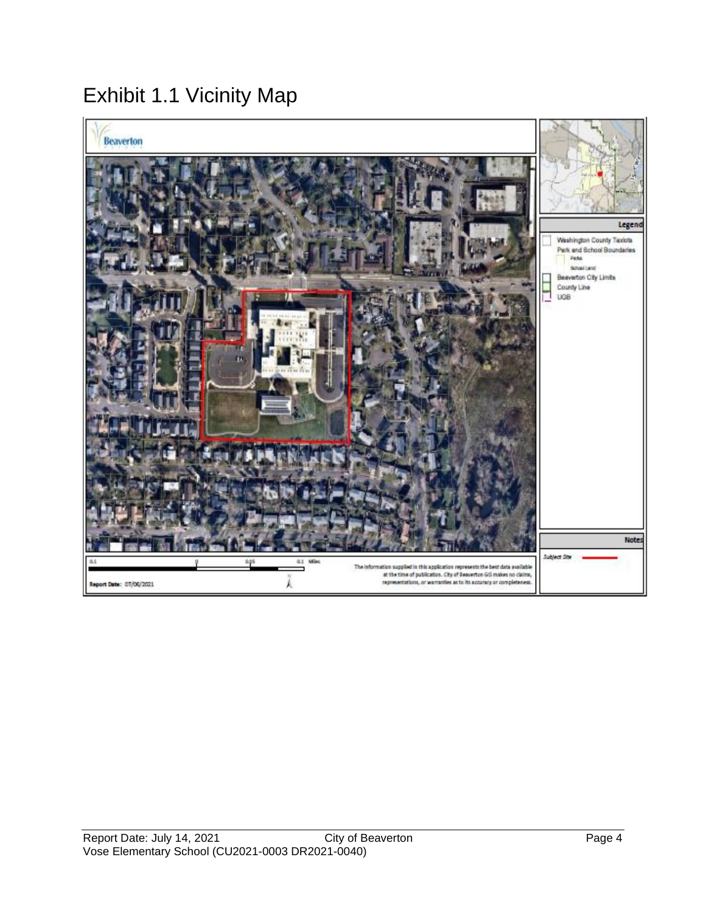# Exhibit 1.1 Vicinity Map

Beaverton

Legend

Washington County Taxlots

Park and School Boundaries

Parks

School Land

Beaverton City Limits

County Line

UGB

Notes

Subject Site

0.1 0 0.05 0.1 Miles

Report Date: 07/06/2021

The information supplied in this application represents the best data available at the time of publication. City of Beaverton GIS makes no claims, representations, or warranties as to its accuracy or completeness.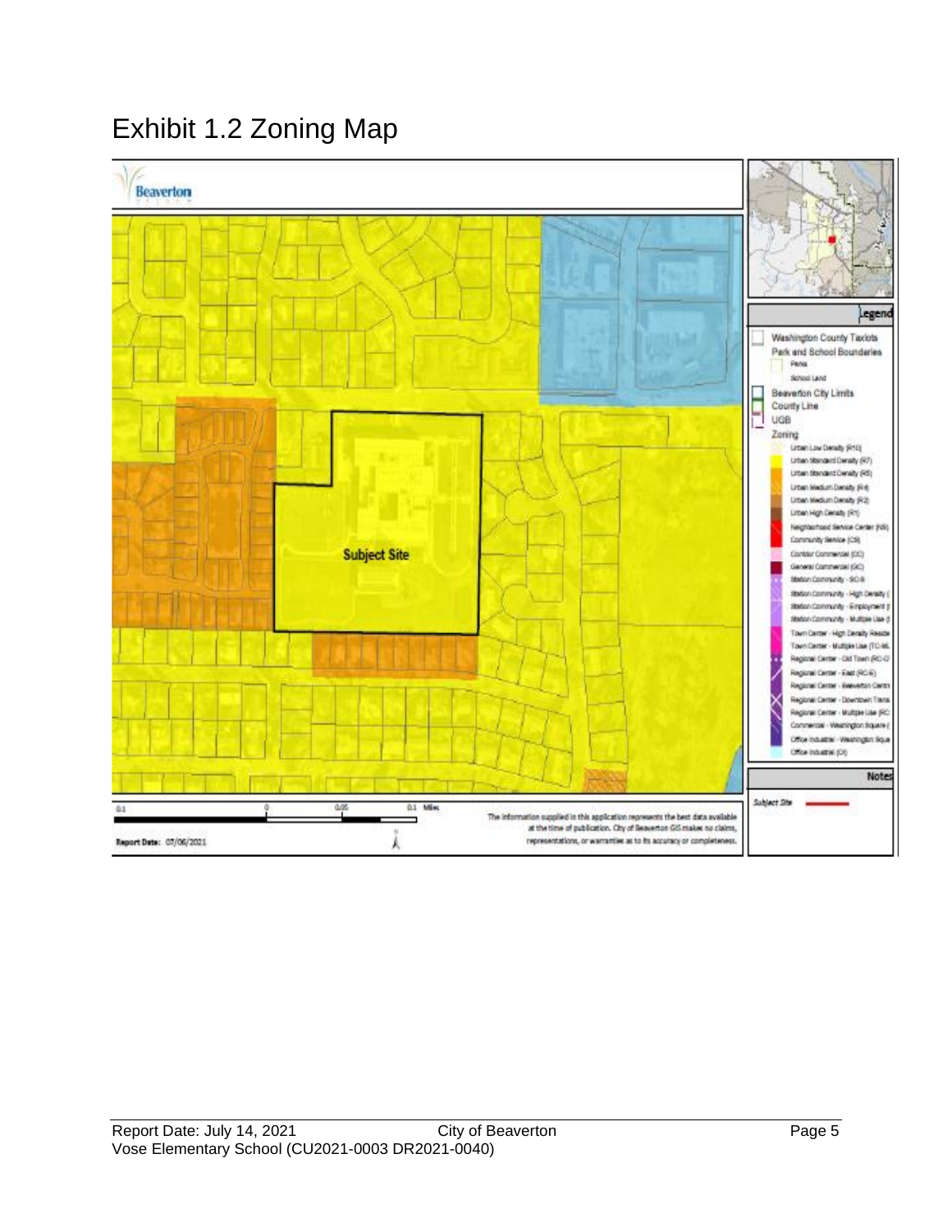# Exhibit 1.2 Zoning Map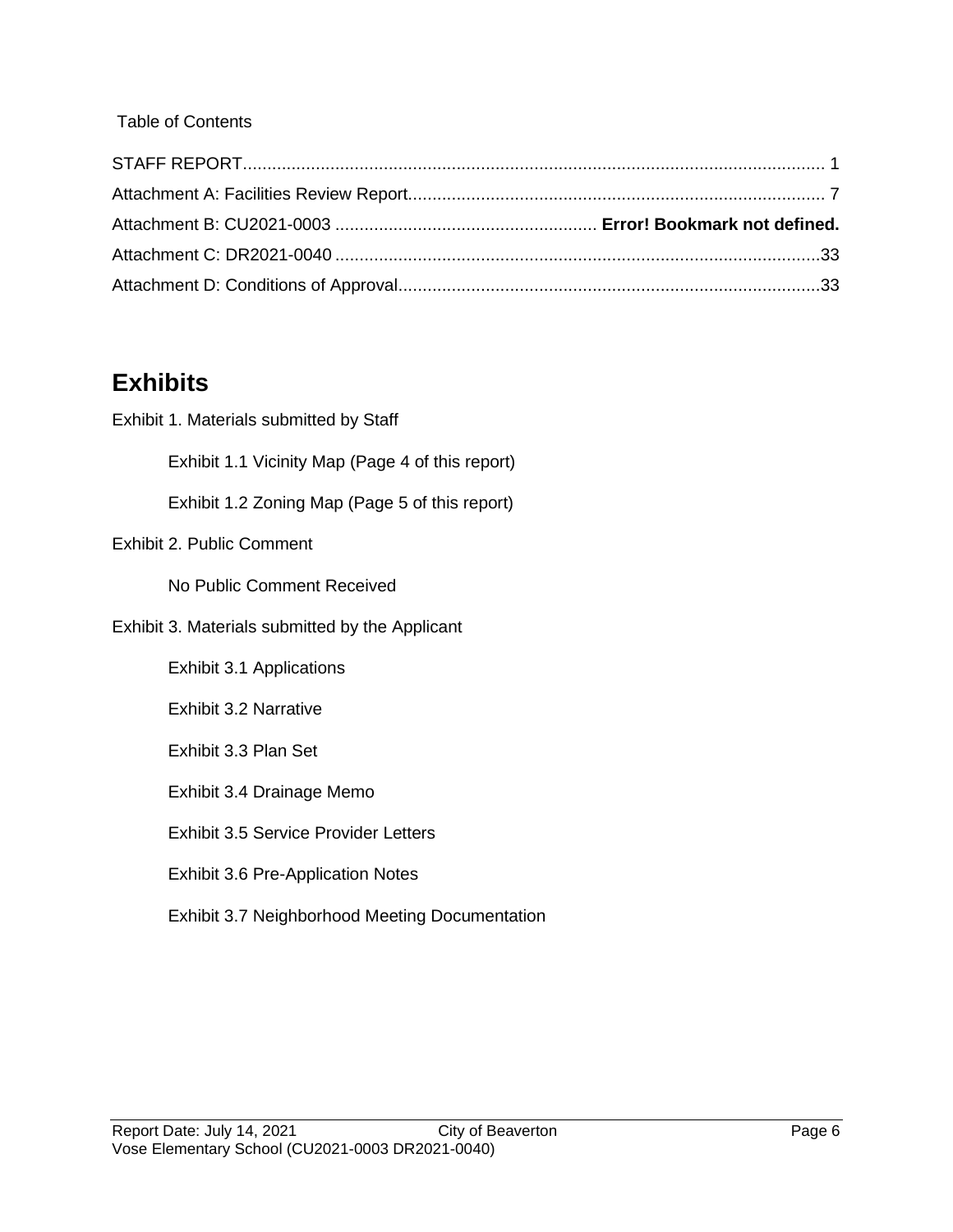Table of Contents

STAFF REPORT........................................................................................................................ 1

Attachment A: Facilities Review Report..................................................................................... 7

Attachment B: CU2021-0003 ..................................................... **Error! Bookmark not defined.**

Attachment C: DR2021-0040 ...................................................................................................33

Attachment D: Conditions of Approval......................................................................................33

# Exhibits

Exhibit 1. Materials submitted by Staff

- Exhibit 1.1 Vicinity Map (Page 4 of this report)
- Exhibit 1.2 Zoning Map (Page 5 of this report)

Exhibit 2. Public Comment

- No Public Comment Received

Exhibit 3. Materials submitted by the Applicant

- Exhibit 3.1 Applications
- Exhibit 3.2 Narrative
- Exhibit 3.3 Plan Set
- Exhibit 3.4 Drainage Memo
- Exhibit 3.5 Service Provider Letters
- Exhibit 3.6 Pre-Application Notes
- Exhibit 3.7 Neighborhood Meeting Documentation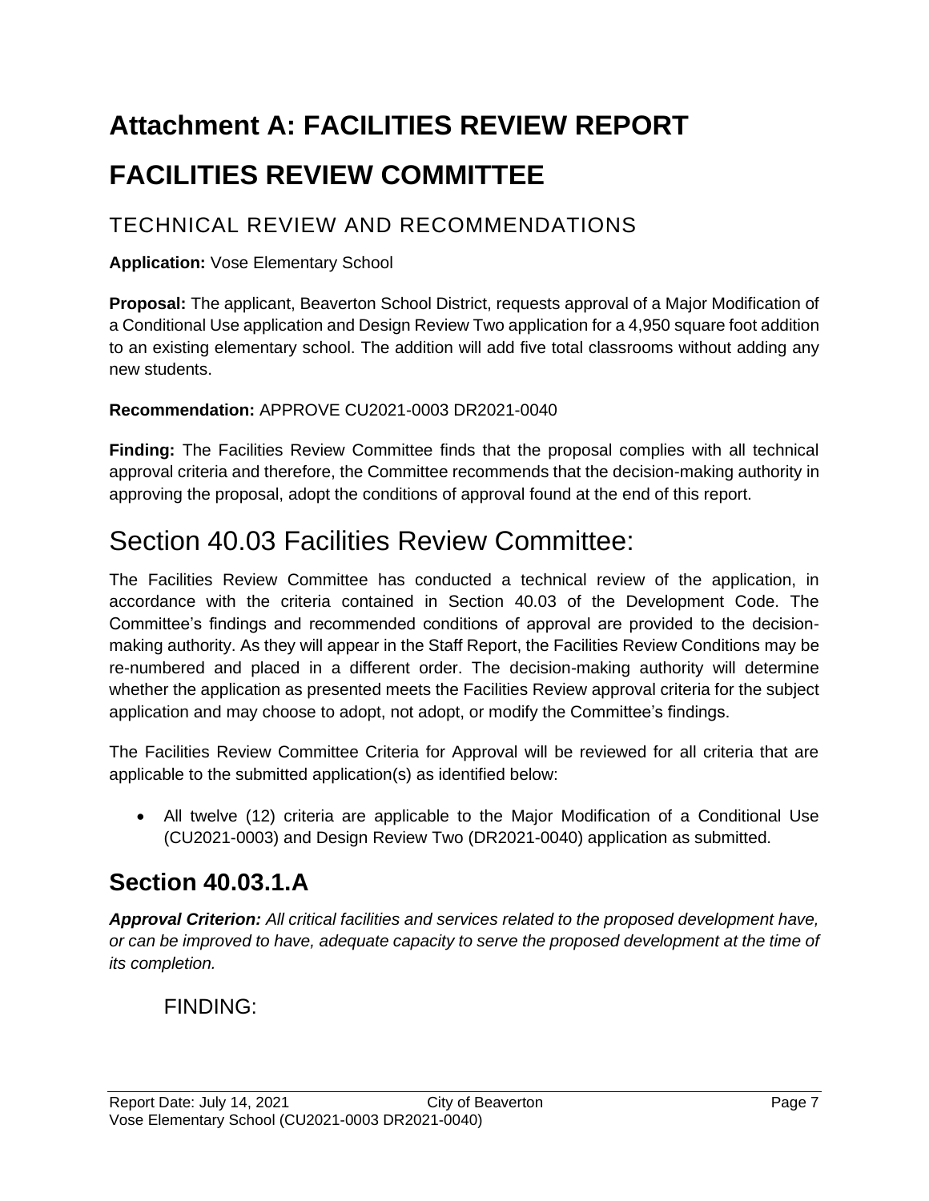# Attachment A: FACILITIES REVIEW REPORT

# FACILITIES REVIEW COMMITTEE

## TECHNICAL REVIEW AND RECOMMENDATIONS

**Application:** Vose Elementary School

**Proposal:** The applicant, Beaverton School District, requests approval of a Major Modification of a Conditional Use application and Design Review Two application for a 4,950 square foot addition to an existing elementary school. The addition will add five total classrooms without adding any new students.

**Recommendation:** APPROVE CU2021-0003 DR2021-0040

**Finding:** The Facilities Review Committee finds that the proposal complies with all technical approval criteria and therefore, the Committee recommends that the decision-making authority in approving the proposal, adopt the conditions of approval found at the end of this report.

# Section 40.03 Facilities Review Committee:

The Facilities Review Committee has conducted a technical review of the application, in accordance with the criteria contained in Section 40.03 of the Development Code. The Committee's findings and recommended conditions of approval are provided to the decision-making authority. As they will appear in the Staff Report, the Facilities Review Conditions may be re-numbered and placed in a different order. The decision-making authority will determine whether the application as presented meets the Facilities Review approval criteria for the subject application and may choose to adopt, not adopt, or modify the Committee's findings.

The Facilities Review Committee Criteria for Approval will be reviewed for all criteria that are applicable to the submitted application(s) as identified below:

- All twelve (12) criteria are applicable to the Major Modification of a Conditional Use (CU2021-0003) and Design Review Two (DR2021-0040) application as submitted.

## Section 40.03.1.A

***Approval Criterion:*** *All critical facilities and services related to the proposed development have, or can be improved to have, adequate capacity to serve the proposed development at the time of its completion.*

FINDING: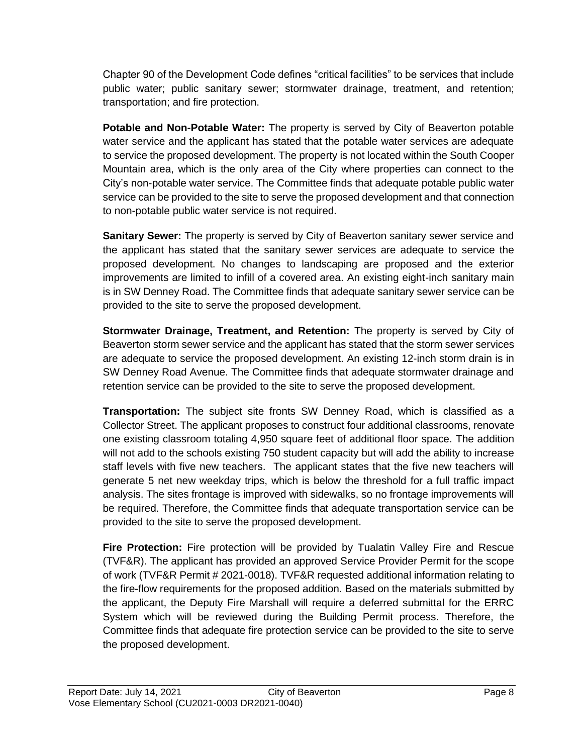Chapter 90 of the Development Code defines “critical facilities” to be services that include public water; public sanitary sewer; stormwater drainage, treatment, and retention; transportation; and fire protection.

**Potable and Non-Potable Water:** The property is served by City of Beaverton potable water service and the applicant has stated that the potable water services are adequate to service the proposed development. The property is not located within the South Cooper Mountain area, which is the only area of the City where properties can connect to the City’s non-potable water service. The Committee finds that adequate potable public water service can be provided to the site to serve the proposed development and that connection to non-potable public water service is not required.

**Sanitary Sewer:** The property is served by City of Beaverton sanitary sewer service and the applicant has stated that the sanitary sewer services are adequate to service the proposed development. No changes to landscaping are proposed and the exterior improvements are limited to infill of a covered area. An existing eight-inch sanitary main is in SW Denney Road. The Committee finds that adequate sanitary sewer service can be provided to the site to serve the proposed development.

**Stormwater Drainage, Treatment, and Retention:** The property is served by City of Beaverton storm sewer service and the applicant has stated that the storm sewer services are adequate to service the proposed development. An existing 12-inch storm drain is in SW Denney Road Avenue. The Committee finds that adequate stormwater drainage and retention service can be provided to the site to serve the proposed development.

**Transportation:** The subject site fronts SW Denney Road, which is classified as a Collector Street. The applicant proposes to construct four additional classrooms, renovate one existing classroom totaling 4,950 square feet of additional floor space. The addition will not add to the schools existing 750 student capacity but will add the ability to increase staff levels with five new teachers. The applicant states that the five new teachers will generate 5 net new weekday trips, which is below the threshold for a full traffic impact analysis. The sites frontage is improved with sidewalks, so no frontage improvements will be required. Therefore, the Committee finds that adequate transportation service can be provided to the site to serve the proposed development.

**Fire Protection:** Fire protection will be provided by Tualatin Valley Fire and Rescue (TVF&R). The applicant has provided an approved Service Provider Permit for the scope of work (TVF&R Permit # 2021-0018). TVF&R requested additional information relating to the fire-flow requirements for the proposed addition. Based on the materials submitted by the applicant, the Deputy Fire Marshall will require a deferred submittal for the ERRC System which will be reviewed during the Building Permit process. Therefore, the Committee finds that adequate fire protection service can be provided to the site to serve the proposed development.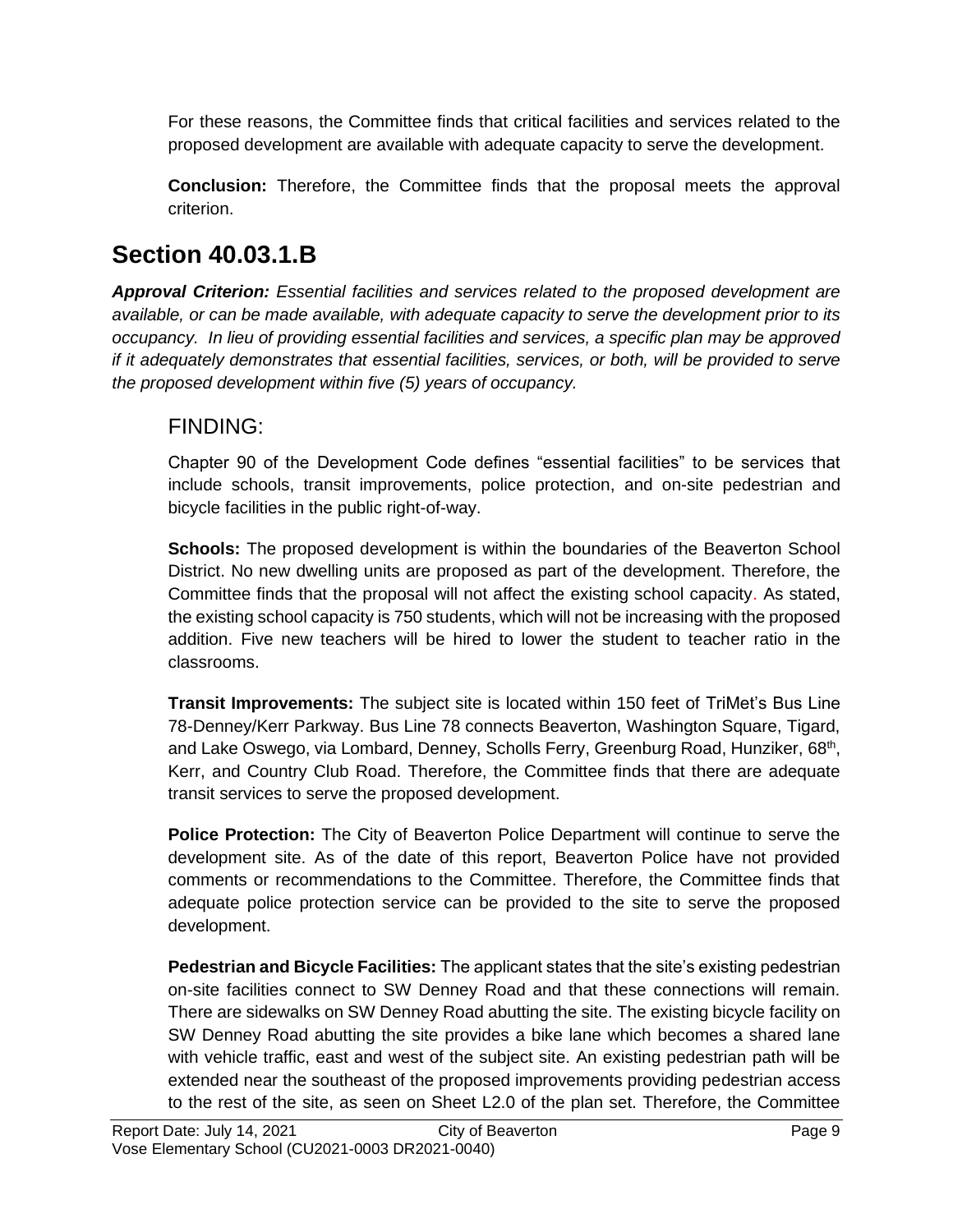For these reasons, the Committee finds that critical facilities and services related to the proposed development are available with adequate capacity to serve the development.

**Conclusion:** Therefore, the Committee finds that the proposal meets the approval criterion.

## Section 40.03.1.B

***Approval Criterion:*** *Essential facilities and services related to the proposed development are available, or can be made available, with adequate capacity to serve the development prior to its occupancy. In lieu of providing essential facilities and services, a specific plan may be approved if it adequately demonstrates that essential facilities, services, or both, will be provided to serve the proposed development within five (5) years of occupancy.*

### FINDING:

Chapter 90 of the Development Code defines "essential facilities" to be services that include schools, transit improvements, police protection, and on-site pedestrian and bicycle facilities in the public right-of-way.

**Schools:** The proposed development is within the boundaries of the Beaverton School District. No new dwelling units are proposed as part of the development. Therefore, the Committee finds that the proposal will not affect the existing school capacity. As stated, the existing school capacity is 750 students, which will not be increasing with the proposed addition. Five new teachers will be hired to lower the student to teacher ratio in the classrooms.

**Transit Improvements:** The subject site is located within 150 feet of TriMet's Bus Line 78-Denney/Kerr Parkway. Bus Line 78 connects Beaverton, Washington Square, Tigard, and Lake Oswego, via Lombard, Denney, Scholls Ferry, Greenburg Road, Hunziker, 68th, Kerr, and Country Club Road. Therefore, the Committee finds that there are adequate transit services to serve the proposed development.

**Police Protection:** The City of Beaverton Police Department will continue to serve the development site. As of the date of this report, Beaverton Police have not provided comments or recommendations to the Committee. Therefore, the Committee finds that adequate police protection service can be provided to the site to serve the proposed development.

**Pedestrian and Bicycle Facilities:** The applicant states that the site's existing pedestrian on-site facilities connect to SW Denney Road and that these connections will remain. There are sidewalks on SW Denney Road abutting the site. The existing bicycle facility on SW Denney Road abutting the site provides a bike lane which becomes a shared lane with vehicle traffic, east and west of the subject site. An existing pedestrian path will be extended near the southeast of the proposed improvements providing pedestrian access to the rest of the site, as seen on Sheet L2.0 of the plan set. Therefore, the Committee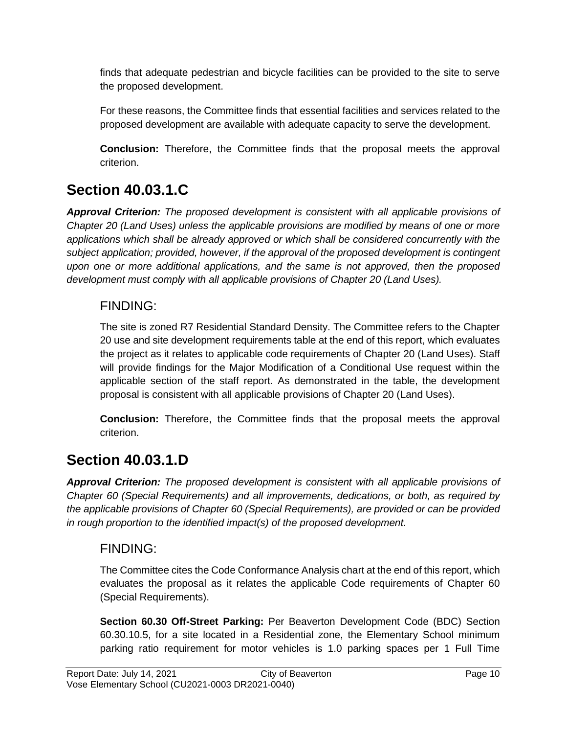finds that adequate pedestrian and bicycle facilities can be provided to the site to serve the proposed development.

For these reasons, the Committee finds that essential facilities and services related to the proposed development are available with adequate capacity to serve the development.

**Conclusion:** Therefore, the Committee finds that the proposal meets the approval criterion.

## Section 40.03.1.C

***Approval Criterion:*** *The proposed development is consistent with all applicable provisions of Chapter 20 (Land Uses) unless the applicable provisions are modified by means of one or more applications which shall be already approved or which shall be considered concurrently with the subject application; provided, however, if the approval of the proposed development is contingent upon one or more additional applications, and the same is not approved, then the proposed development must comply with all applicable provisions of Chapter 20 (Land Uses).*

### FINDING:

The site is zoned R7 Residential Standard Density. The Committee refers to the Chapter 20 use and site development requirements table at the end of this report, which evaluates the project as it relates to applicable code requirements of Chapter 20 (Land Uses). Staff will provide findings for the Major Modification of a Conditional Use request within the applicable section of the staff report. As demonstrated in the table, the development proposal is consistent with all applicable provisions of Chapter 20 (Land Uses).

**Conclusion:** Therefore, the Committee finds that the proposal meets the approval criterion.

## Section 40.03.1.D

***Approval Criterion:*** *The proposed development is consistent with all applicable provisions of Chapter 60 (Special Requirements) and all improvements, dedications, or both, as required by the applicable provisions of Chapter 60 (Special Requirements), are provided or can be provided in rough proportion to the identified impact(s) of the proposed development.*

### FINDING:

The Committee cites the Code Conformance Analysis chart at the end of this report, which evaluates the proposal as it relates the applicable Code requirements of Chapter 60 (Special Requirements).

**Section 60.30 Off-Street Parking:** Per Beaverton Development Code (BDC) Section 60.30.10.5, for a site located in a Residential zone, the Elementary School minimum parking ratio requirement for motor vehicles is 1.0 parking spaces per 1 Full Time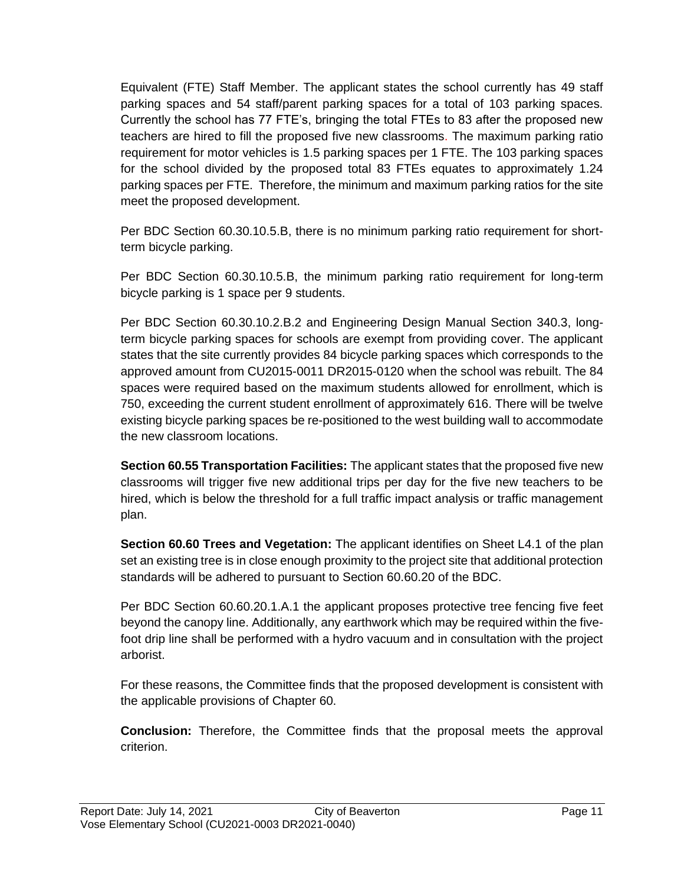Equivalent (FTE) Staff Member. The applicant states the school currently has 49 staff parking spaces and 54 staff/parent parking spaces for a total of 103 parking spaces. Currently the school has 77 FTE's, bringing the total FTEs to 83 after the proposed new teachers are hired to fill the proposed five new classrooms. The maximum parking ratio requirement for motor vehicles is 1.5 parking spaces per 1 FTE. The 103 parking spaces for the school divided by the proposed total 83 FTEs equates to approximately 1.24 parking spaces per FTE. Therefore, the minimum and maximum parking ratios for the site meet the proposed development.

Per BDC Section 60.30.10.5.B, there is no minimum parking ratio requirement for short-term bicycle parking.

Per BDC Section 60.30.10.5.B, the minimum parking ratio requirement for long-term bicycle parking is 1 space per 9 students.

Per BDC Section 60.30.10.2.B.2 and Engineering Design Manual Section 340.3, long-term bicycle parking spaces for schools are exempt from providing cover. The applicant states that the site currently provides 84 bicycle parking spaces which corresponds to the approved amount from CU2015-0011 DR2015-0120 when the school was rebuilt. The 84 spaces were required based on the maximum students allowed for enrollment, which is 750, exceeding the current student enrollment of approximately 616. There will be twelve existing bicycle parking spaces be re-positioned to the west building wall to accommodate the new classroom locations.

**Section 60.55 Transportation Facilities:** The applicant states that the proposed five new classrooms will trigger five new additional trips per day for the five new teachers to be hired, which is below the threshold for a full traffic impact analysis or traffic management plan.

**Section 60.60 Trees and Vegetation:** The applicant identifies on Sheet L4.1 of the plan set an existing tree is in close enough proximity to the project site that additional protection standards will be adhered to pursuant to Section 60.60.20 of the BDC.

Per BDC Section 60.60.20.1.A.1 the applicant proposes protective tree fencing five feet beyond the canopy line. Additionally, any earthwork which may be required within the five-foot drip line shall be performed with a hydro vacuum and in consultation with the project arborist.

For these reasons, the Committee finds that the proposed development is consistent with the applicable provisions of Chapter 60.

**Conclusion:** Therefore, the Committee finds that the proposal meets the approval criterion.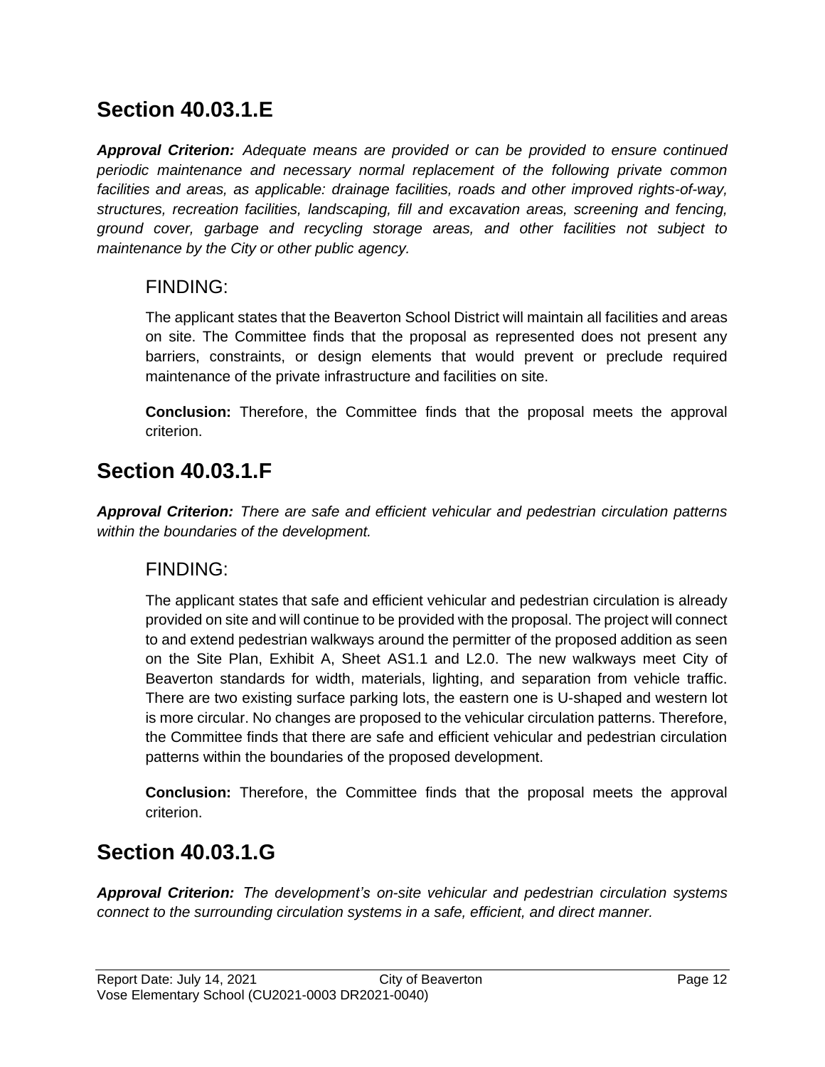## Section 40.03.1.E

***Approval Criterion:*** *Adequate means are provided or can be provided to ensure continued periodic maintenance and necessary normal replacement of the following private common facilities and areas, as applicable: drainage facilities, roads and other improved rights-of-way, structures, recreation facilities, landscaping, fill and excavation areas, screening and fencing, ground cover, garbage and recycling storage areas, and other facilities not subject to maintenance by the City or other public agency.*

### FINDING:

The applicant states that the Beaverton School District will maintain all facilities and areas on site. The Committee finds that the proposal as represented does not present any barriers, constraints, or design elements that would prevent or preclude required maintenance of the private infrastructure and facilities on site.

**Conclusion:** Therefore, the Committee finds that the proposal meets the approval criterion.

## Section 40.03.1.F

***Approval Criterion:*** *There are safe and efficient vehicular and pedestrian circulation patterns within the boundaries of the development.*

### FINDING:

The applicant states that safe and efficient vehicular and pedestrian circulation is already provided on site and will continue to be provided with the proposal. The project will connect to and extend pedestrian walkways around the permitter of the proposed addition as seen on the Site Plan, Exhibit A, Sheet AS1.1 and L2.0. The new walkways meet City of Beaverton standards for width, materials, lighting, and separation from vehicle traffic. There are two existing surface parking lots, the eastern one is U-shaped and western lot is more circular. No changes are proposed to the vehicular circulation patterns. Therefore, the Committee finds that there are safe and efficient vehicular and pedestrian circulation patterns within the boundaries of the proposed development.

**Conclusion:** Therefore, the Committee finds that the proposal meets the approval criterion.

## Section 40.03.1.G

***Approval Criterion:*** *The development's on-site vehicular and pedestrian circulation systems connect to the surrounding circulation systems in a safe, efficient, and direct manner.*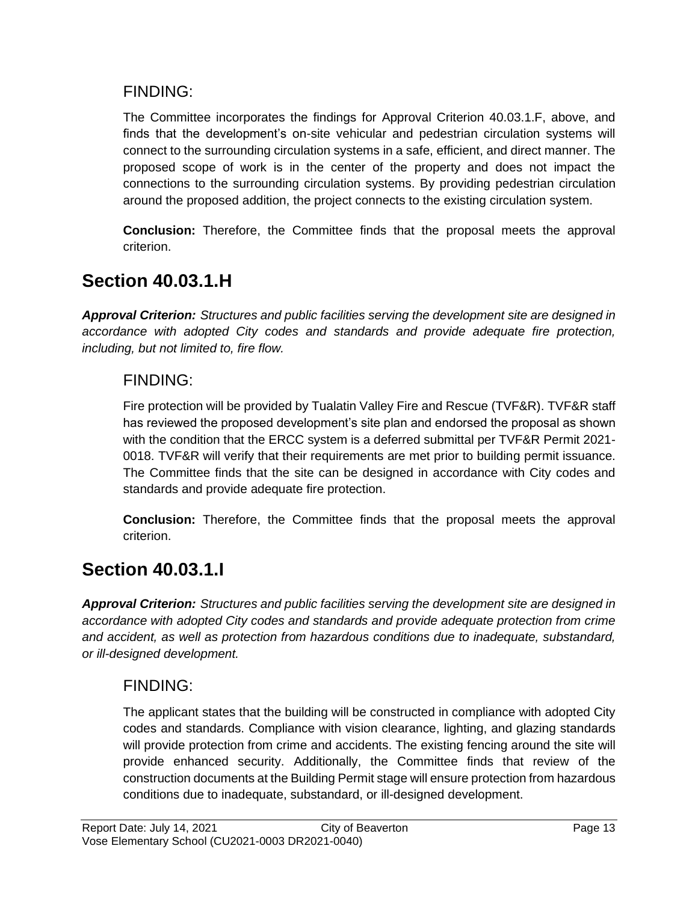### FINDING:

The Committee incorporates the findings for Approval Criterion 40.03.1.F, above, and finds that the development's on-site vehicular and pedestrian circulation systems will connect to the surrounding circulation systems in a safe, efficient, and direct manner. The proposed scope of work is in the center of the property and does not impact the connections to the surrounding circulation systems. By providing pedestrian circulation around the proposed addition, the project connects to the existing circulation system.

**Conclusion:** Therefore, the Committee finds that the proposal meets the approval criterion.

## Section 40.03.1.H

***Approval Criterion:*** *Structures and public facilities serving the development site are designed in accordance with adopted City codes and standards and provide adequate fire protection, including, but not limited to, fire flow.*

### FINDING:

Fire protection will be provided by Tualatin Valley Fire and Rescue (TVF&R). TVF&R staff has reviewed the proposed development's site plan and endorsed the proposal as shown with the condition that the ERCC system is a deferred submittal per TVF&R Permit 2021-0018. TVF&R will verify that their requirements are met prior to building permit issuance. The Committee finds that the site can be designed in accordance with City codes and standards and provide adequate fire protection.

**Conclusion:** Therefore, the Committee finds that the proposal meets the approval criterion.

## Section 40.03.1.I

***Approval Criterion:*** *Structures and public facilities serving the development site are designed in accordance with adopted City codes and standards and provide adequate protection from crime and accident, as well as protection from hazardous conditions due to inadequate, substandard, or ill-designed development.*

### FINDING:

The applicant states that the building will be constructed in compliance with adopted City codes and standards. Compliance with vision clearance, lighting, and glazing standards will provide protection from crime and accidents. The existing fencing around the site will provide enhanced security. Additionally, the Committee finds that review of the construction documents at the Building Permit stage will ensure protection from hazardous conditions due to inadequate, substandard, or ill-designed development.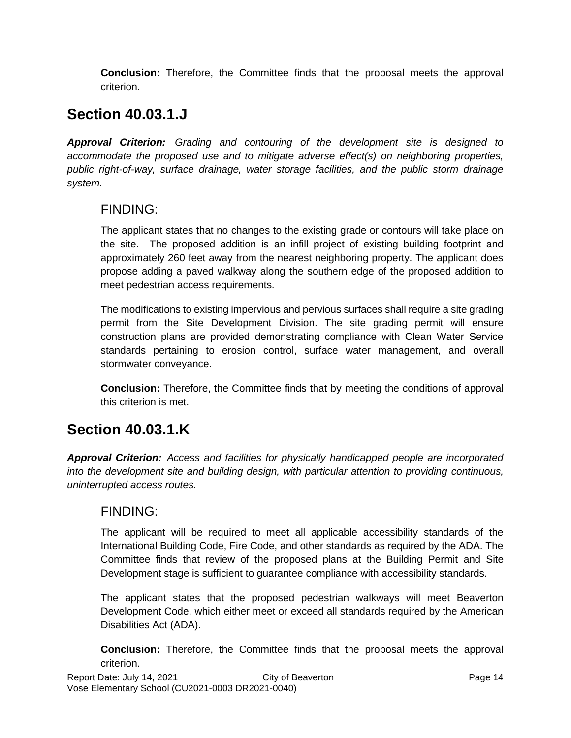**Conclusion:** Therefore, the Committee finds that the proposal meets the approval criterion.

## Section 40.03.1.J

***Approval Criterion:*** *Grading and contouring of the development site is designed to accommodate the proposed use and to mitigate adverse effect(s) on neighboring properties, public right-of-way, surface drainage, water storage facilities, and the public storm drainage system.*

### FINDING:

The applicant states that no changes to the existing grade or contours will take place on the site. The proposed addition is an infill project of existing building footprint and approximately 260 feet away from the nearest neighboring property. The applicant does propose adding a paved walkway along the southern edge of the proposed addition to meet pedestrian access requirements.

The modifications to existing impervious and pervious surfaces shall require a site grading permit from the Site Development Division. The site grading permit will ensure construction plans are provided demonstrating compliance with Clean Water Service standards pertaining to erosion control, surface water management, and overall stormwater conveyance.

**Conclusion:** Therefore, the Committee finds that by meeting the conditions of approval this criterion is met.

## Section 40.03.1.K

***Approval Criterion:*** *Access and facilities for physically handicapped people are incorporated into the development site and building design, with particular attention to providing continuous, uninterrupted access routes.*

### FINDING:

The applicant will be required to meet all applicable accessibility standards of the International Building Code, Fire Code, and other standards as required by the ADA. The Committee finds that review of the proposed plans at the Building Permit and Site Development stage is sufficient to guarantee compliance with accessibility standards.

The applicant states that the proposed pedestrian walkways will meet Beaverton Development Code, which either meet or exceed all standards required by the American Disabilities Act (ADA).

**Conclusion:** Therefore, the Committee finds that the proposal meets the approval criterion.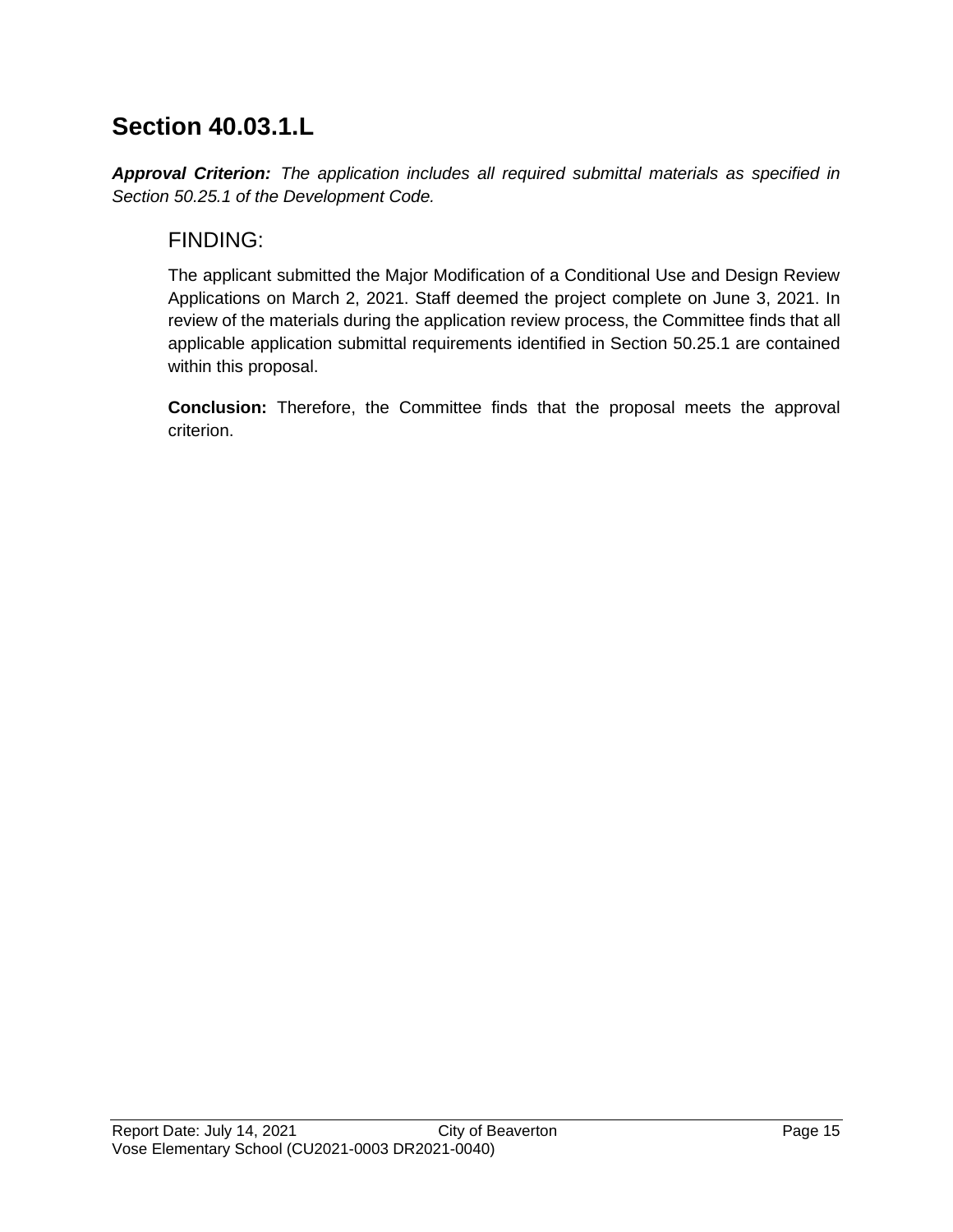## Section 40.03.1.L

***Approval Criterion:*** *The application includes all required submittal materials as specified in Section 50.25.1 of the Development Code.*

### FINDING:

The applicant submitted the Major Modification of a Conditional Use and Design Review Applications on March 2, 2021. Staff deemed the project complete on June 3, 2021. In review of the materials during the application review process, the Committee finds that all applicable application submittal requirements identified in Section 50.25.1 are contained within this proposal.

**Conclusion:** Therefore, the Committee finds that the proposal meets the approval criterion.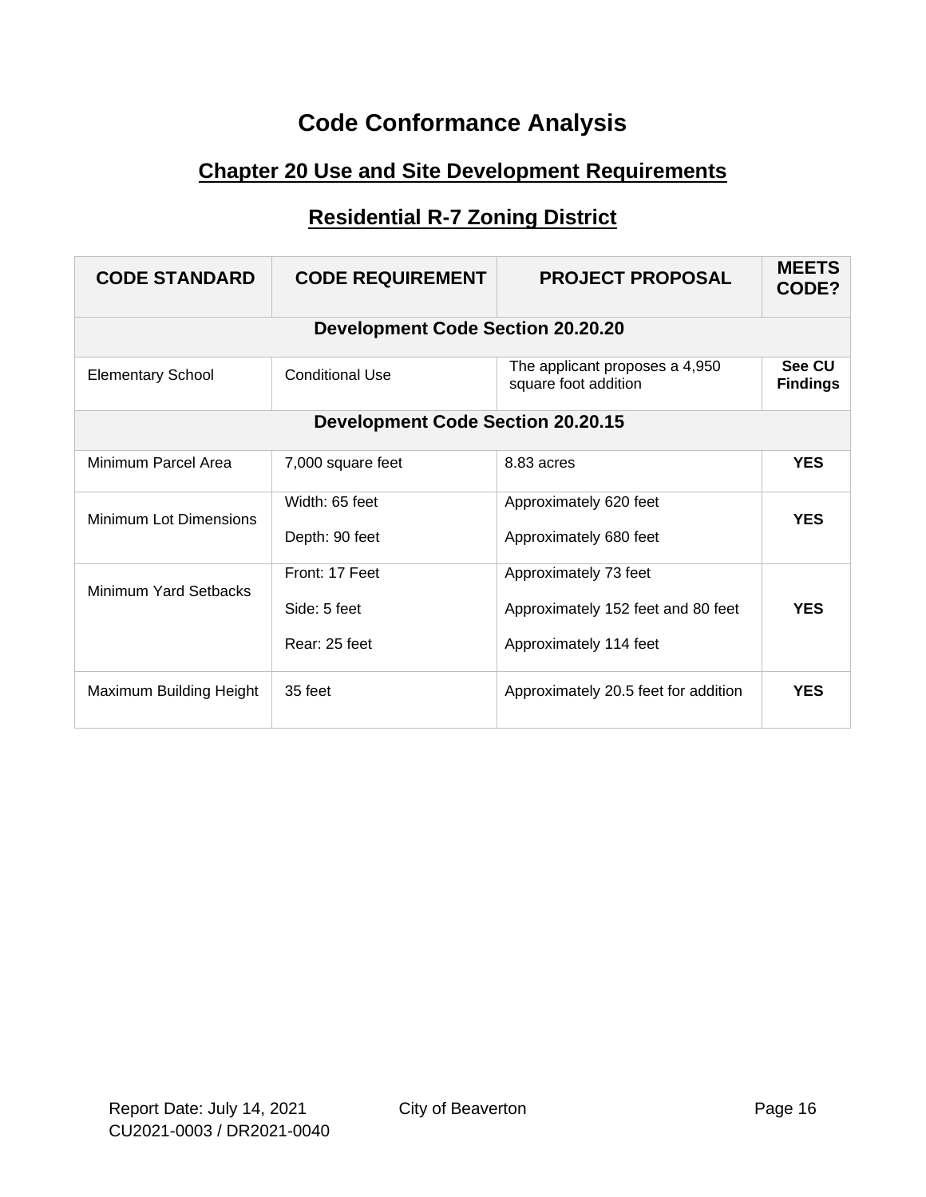# Code Conformance Analysis

## Chapter 20 Use and Site Development Requirements

## Residential R-7 Zoning District

| CODE STANDARD | CODE REQUIREMENT | PROJECT PROPOSAL | MEETS CODE? |
|---|---|---|---|
| **Development Code Section 20.20.20** | | | |
| Elementary School | Conditional Use | The applicant proposes a 4,950 square foot addition | **See CU Findings** |
| **Development Code Section 20.20.15** | | | |
| Minimum Parcel Area | 7,000 square feet | 8.83 acres | **YES** |
| Minimum Lot Dimensions | Width: 65 feet<br>Depth: 90 feet | Approximately 620 feet<br>Approximately 680 feet | **YES** |
| Minimum Yard Setbacks | Front: 17 Feet<br>Side: 5 feet<br>Rear: 25 feet | Approximately 73 feet<br>Approximately 152 feet and 80 feet<br>Approximately 114 feet | **YES** |
| Maximum Building Height | 35 feet | Approximately 20.5 feet for addition | **YES** |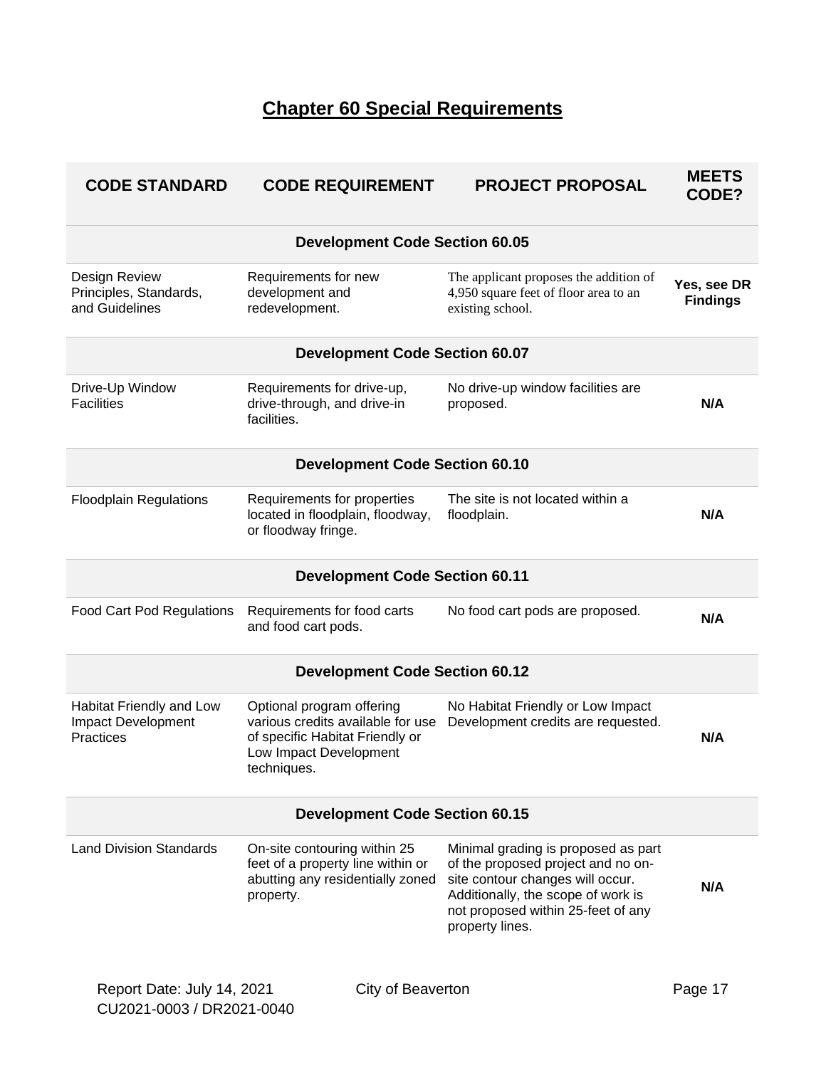# Chapter 60 Special Requirements

| CODE STANDARD | CODE REQUIREMENT | PROJECT PROPOSAL | MEETS CODE? |
|---|---|---|---|
| **Development Code Section 60.05** | | | |
| Design Review Principles, Standards, and Guidelines | Requirements for new development and redevelopment. | The applicant proposes the addition of 4,950 square feet of floor area to an existing school. | **Yes, see DR Findings** |
| **Development Code Section 60.07** | | | |
| Drive-Up Window Facilities | Requirements for drive-up, drive-through, and drive-in facilities. | No drive-up window facilities are proposed. | **N/A** |
| **Development Code Section 60.10** | | | |
| Floodplain Regulations | Requirements for properties located in floodplain, floodway, or floodway fringe. | The site is not located within a floodplain. | **N/A** |
| **Development Code Section 60.11** | | | |
| Food Cart Pod Regulations | Requirements for food carts and food cart pods. | No food cart pods are proposed. | **N/A** |
| **Development Code Section 60.12** | | | |
| Habitat Friendly and Low Impact Development Practices | Optional program offering various credits available for use of specific Habitat Friendly or Low Impact Development techniques. | No Habitat Friendly or Low Impact Development credits are requested. | **N/A** |
| **Development Code Section 60.15** | | | |
| Land Division Standards | On-site contouring within 25 feet of a property line within or abutting any residentially zoned property. | Minimal grading is proposed as part of the proposed project and no on-site contour changes will occur. Additionally, the scope of work is not proposed within 25-feet of any property lines. | **N/A** |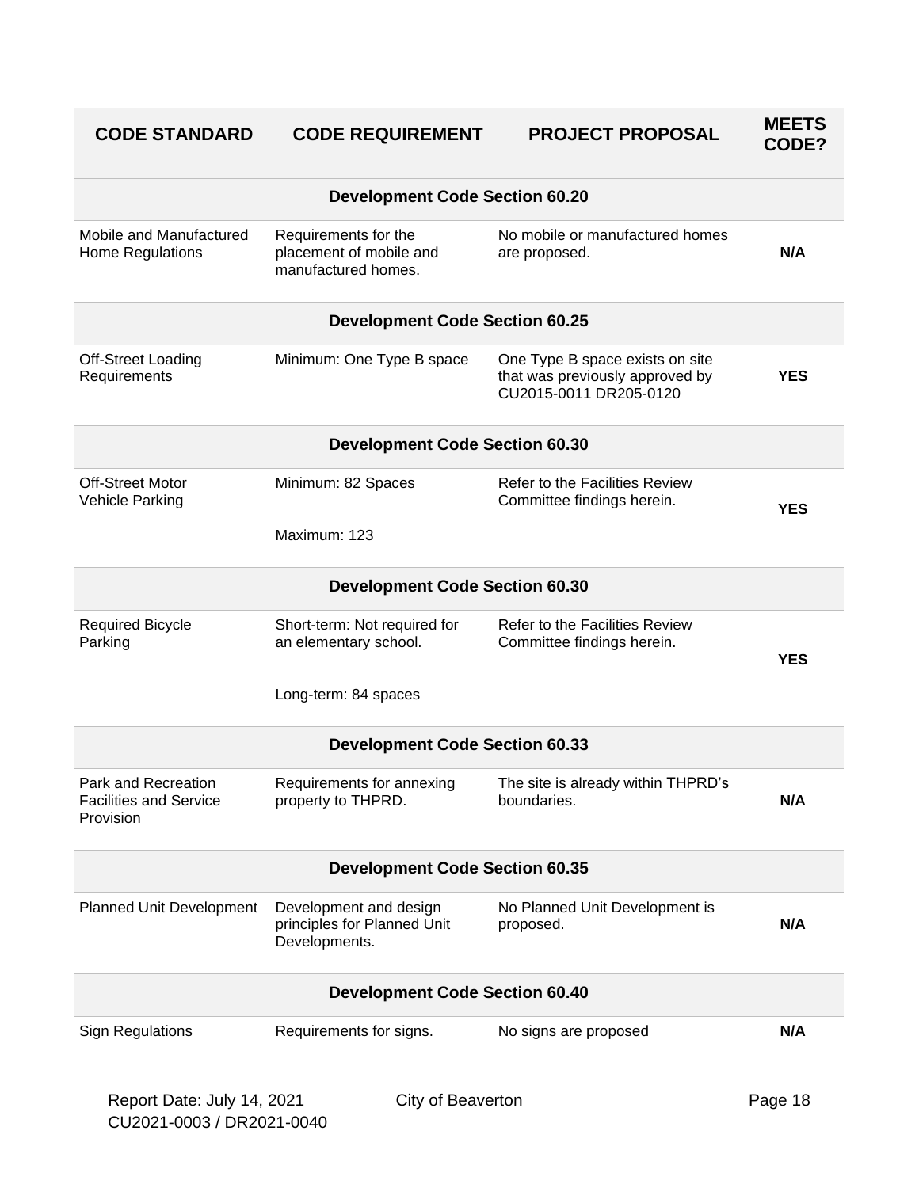| CODE STANDARD | CODE REQUIREMENT | PROJECT PROPOSAL | MEETS CODE? |
|---|---|---|---|
| **Development Code Section 60.20** | | | |
| Mobile and Manufactured Home Regulations | Requirements for the placement of mobile and manufactured homes. | No mobile or manufactured homes are proposed. | **N/A** |
| **Development Code Section 60.25** | | | |
| Off-Street Loading Requirements | Minimum: One Type B space | One Type B space exists on site that was previously approved by CU2015-0011 DR205-0120 | **YES** |
| **Development Code Section 60.30** | | | |
| Off-Street Motor Vehicle Parking | Minimum: 82 Spaces<br><br>Maximum: 123 | Refer to the Facilities Review Committee findings herein. | **YES** |
| **Development Code Section 60.30** | | | |
| Required Bicycle Parking | Short-term: Not required for an elementary school.<br><br>Long-term: 84 spaces | Refer to the Facilities Review Committee findings herein. | **YES** |
| **Development Code Section 60.33** | | | |
| Park and Recreation Facilities and Service Provision | Requirements for annexing property to THPRD. | The site is already within THPRD's boundaries. | **N/A** |
| **Development Code Section 60.35** | | | |
| Planned Unit Development | Development and design principles for Planned Unit Developments. | No Planned Unit Development is proposed. | **N/A** |
| **Development Code Section 60.40** | | | |
| Sign Regulations | Requirements for signs. | No signs are proposed | **N/A** |

Report Date: July 14, 2021 City of Beaverton
CU2021-0003 / DR2021-0040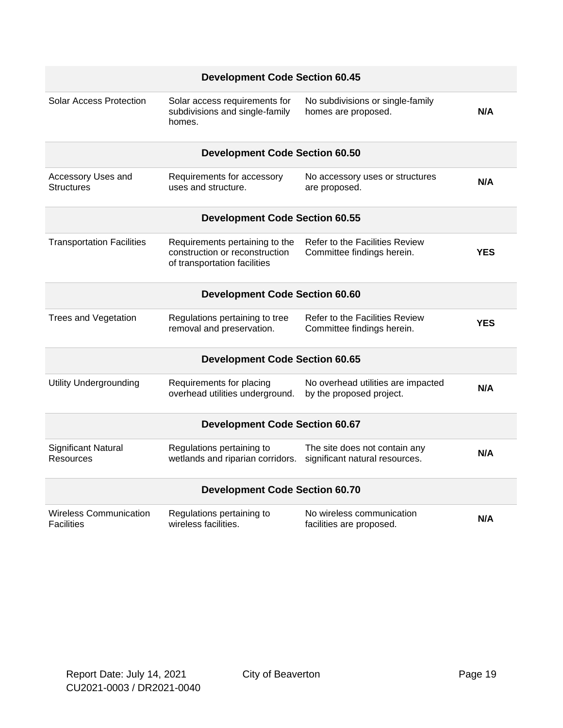| | | | |
|---|---|---|---|
| **Development Code Section 60.45** | | | |
| Solar Access Protection | Solar access requirements for subdivisions and single-family homes. | No subdivisions or single-family homes are proposed. | **N/A** |
| **Development Code Section 60.50** | | | |
| Accessory Uses and Structures | Requirements for accessory uses and structure. | No accessory uses or structures are proposed. | **N/A** |
| **Development Code Section 60.55** | | | |
| Transportation Facilities | Requirements pertaining to the construction or reconstruction of transportation facilities | Refer to the Facilities Review Committee findings herein. | **YES** |
| **Development Code Section 60.60** | | | |
| Trees and Vegetation | Regulations pertaining to tree removal and preservation. | Refer to the Facilities Review Committee findings herein. | **YES** |
| **Development Code Section 60.65** | | | |
| Utility Undergrounding | Requirements for placing overhead utilities underground. | No overhead utilities are impacted by the proposed project. | **N/A** |
| **Development Code Section 60.67** | | | |
| Significant Natural Resources | Regulations pertaining to wetlands and riparian corridors. | The site does not contain any significant natural resources. | **N/A** |
| **Development Code Section 60.70** | | | |
| Wireless Communication Facilities | Regulations pertaining to wireless facilities. | No wireless communication facilities are proposed. | **N/A** |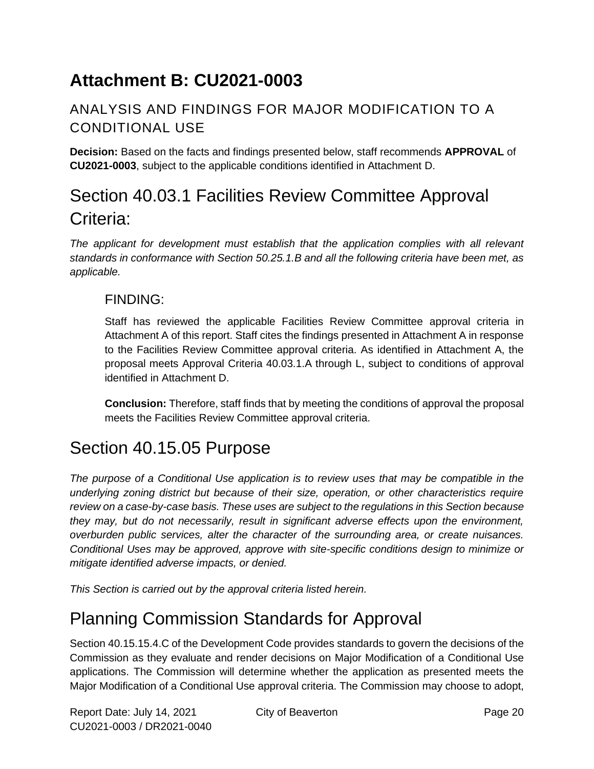# Attachment B: CU2021-0003

## ANALYSIS AND FINDINGS FOR MAJOR MODIFICATION TO A CONDITIONAL USE

**Decision:** Based on the facts and findings presented below, staff recommends **APPROVAL** of **CU2021-0003**, subject to the applicable conditions identified in Attachment D.

## Section 40.03.1 Facilities Review Committee Approval Criteria:

*The applicant for development must establish that the application complies with all relevant standards in conformance with Section 50.25.1.B and all the following criteria have been met, as applicable.*

### FINDING:

Staff has reviewed the applicable Facilities Review Committee approval criteria in Attachment A of this report. Staff cites the findings presented in Attachment A in response to the Facilities Review Committee approval criteria. As identified in Attachment A, the proposal meets Approval Criteria 40.03.1.A through L, subject to conditions of approval identified in Attachment D.

**Conclusion:** Therefore, staff finds that by meeting the conditions of approval the proposal meets the Facilities Review Committee approval criteria.

## Section 40.15.05 Purpose

*The purpose of a Conditional Use application is to review uses that may be compatible in the underlying zoning district but because of their size, operation, or other characteristics require review on a case-by-case basis. These uses are subject to the regulations in this Section because they may, but do not necessarily, result in significant adverse effects upon the environment, overburden public services, alter the character of the surrounding area, or create nuisances. Conditional Uses may be approved, approve with site-specific conditions design to minimize or mitigate identified adverse impacts, or denied.*

*This Section is carried out by the approval criteria listed herein.*

## Planning Commission Standards for Approval

Section 40.15.15.4.C of the Development Code provides standards to govern the decisions of the Commission as they evaluate and render decisions on Major Modification of a Conditional Use applications. The Commission will determine whether the application as presented meets the Major Modification of a Conditional Use approval criteria. The Commission may choose to adopt,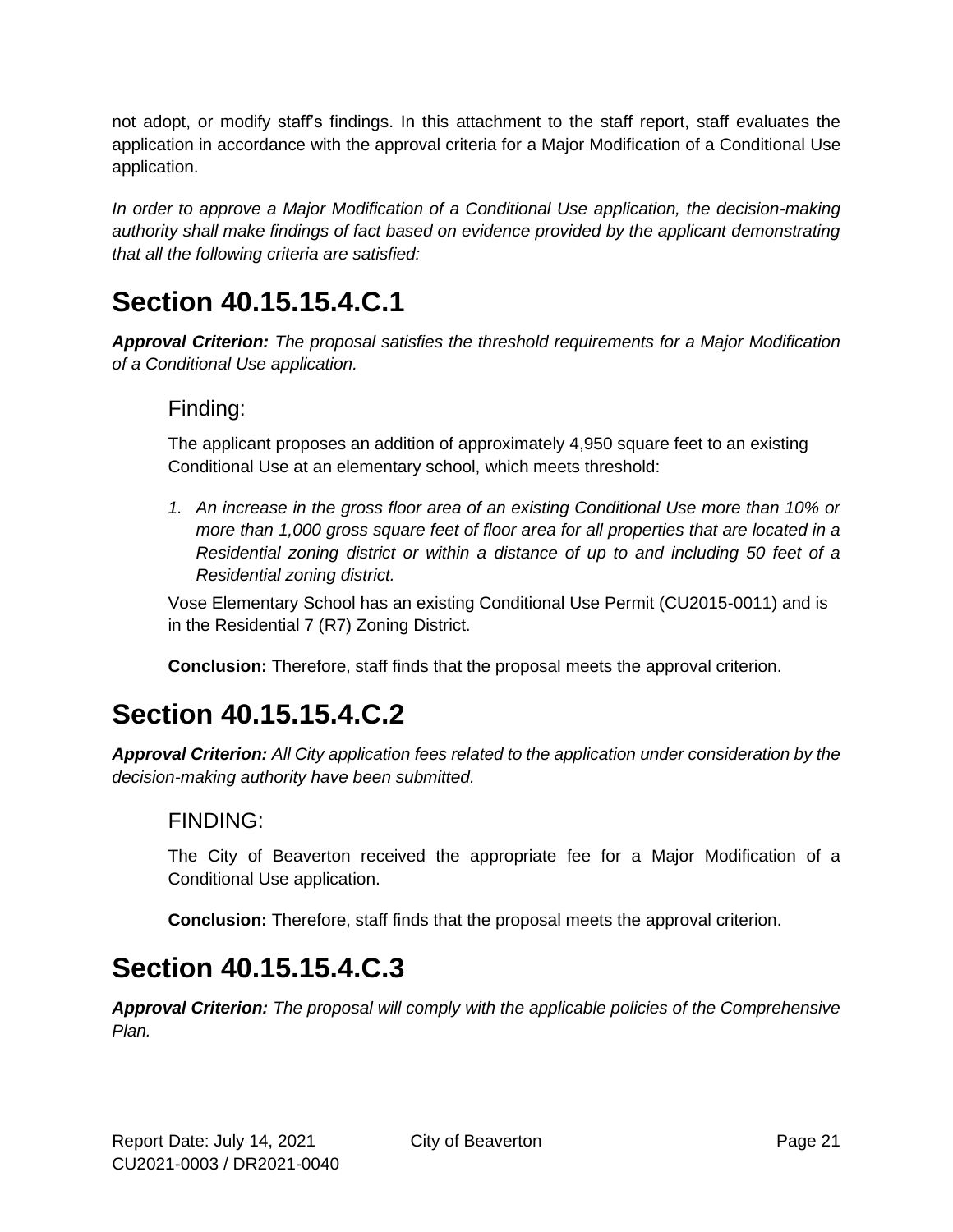not adopt, or modify staff's findings. In this attachment to the staff report, staff evaluates the application in accordance with the approval criteria for a Major Modification of a Conditional Use application.

*In order to approve a Major Modification of a Conditional Use application, the decision-making authority shall make findings of fact based on evidence provided by the applicant demonstrating that all the following criteria are satisfied:*

# Section 40.15.15.4.C.1

***Approval Criterion:*** *The proposal satisfies the threshold requirements for a Major Modification of a Conditional Use application.*

### Finding:

The applicant proposes an addition of approximately 4,950 square feet to an existing Conditional Use at an elementary school, which meets threshold:

1. *An increase in the gross floor area of an existing Conditional Use more than 10% or more than 1,000 gross square feet of floor area for all properties that are located in a Residential zoning district or within a distance of up to and including 50 feet of a Residential zoning district.*

Vose Elementary School has an existing Conditional Use Permit (CU2015-0011) and is in the Residential 7 (R7) Zoning District.

**Conclusion:** Therefore, staff finds that the proposal meets the approval criterion.

# Section 40.15.15.4.C.2

***Approval Criterion:*** *All City application fees related to the application under consideration by the decision-making authority have been submitted.*

### FINDING:

The City of Beaverton received the appropriate fee for a Major Modification of a Conditional Use application.

**Conclusion:** Therefore, staff finds that the proposal meets the approval criterion.

# Section 40.15.15.4.C.3

***Approval Criterion:*** *The proposal will comply with the applicable policies of the Comprehensive Plan.*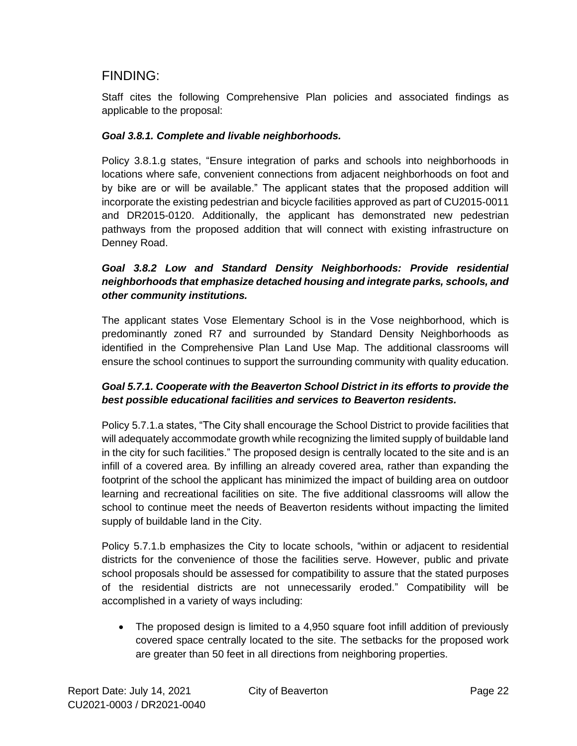## FINDING:

Staff cites the following Comprehensive Plan policies and associated findings as applicable to the proposal:

***Goal 3.8.1. Complete and livable neighborhoods.***

Policy 3.8.1.g states, "Ensure integration of parks and schools into neighborhoods in locations where safe, convenient connections from adjacent neighborhoods on foot and by bike are or will be available." The applicant states that the proposed addition will incorporate the existing pedestrian and bicycle facilities approved as part of CU2015-0011 and DR2015-0120. Additionally, the applicant has demonstrated new pedestrian pathways from the proposed addition that will connect with existing infrastructure on Denney Road.

***Goal 3.8.2 Low and Standard Density Neighborhoods: Provide residential neighborhoods that emphasize detached housing and integrate parks, schools, and other community institutions.***

The applicant states Vose Elementary School is in the Vose neighborhood, which is predominantly zoned R7 and surrounded by Standard Density Neighborhoods as identified in the Comprehensive Plan Land Use Map. The additional classrooms will ensure the school continues to support the surrounding community with quality education.

***Goal 5.7.1. Cooperate with the Beaverton School District in its efforts to provide the best possible educational facilities and services to Beaverton residents.***

Policy 5.7.1.a states, "The City shall encourage the School District to provide facilities that will adequately accommodate growth while recognizing the limited supply of buildable land in the city for such facilities." The proposed design is centrally located to the site and is an infill of a covered area. By infilling an already covered area, rather than expanding the footprint of the school the applicant has minimized the impact of building area on outdoor learning and recreational facilities on site. The five additional classrooms will allow the school to continue meet the needs of Beaverton residents without impacting the limited supply of buildable land in the City.

Policy 5.7.1.b emphasizes the City to locate schools, "within or adjacent to residential districts for the convenience of those the facilities serve. However, public and private school proposals should be assessed for compatibility to assure that the stated purposes of the residential districts are not unnecessarily eroded." Compatibility will be accomplished in a variety of ways including:

- The proposed design is limited to a 4,950 square foot infill addition of previously covered space centrally located to the site. The setbacks for the proposed work are greater than 50 feet in all directions from neighboring properties.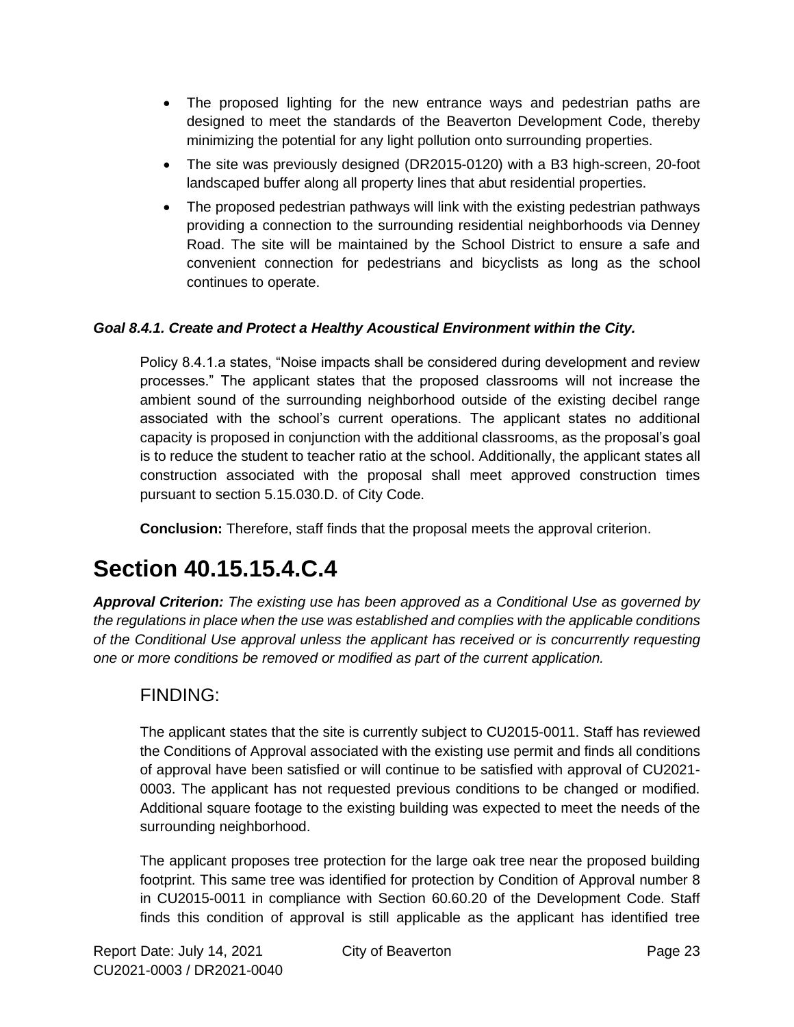- The proposed lighting for the new entrance ways and pedestrian paths are designed to meet the standards of the Beaverton Development Code, thereby minimizing the potential for any light pollution onto surrounding properties.
- The site was previously designed (DR2015-0120) with a B3 high-screen, 20-foot landscaped buffer along all property lines that abut residential properties.
- The proposed pedestrian pathways will link with the existing pedestrian pathways providing a connection to the surrounding residential neighborhoods via Denney Road. The site will be maintained by the School District to ensure a safe and convenient connection for pedestrians and bicyclists as long as the school continues to operate.

***Goal 8.4.1. Create and Protect a Healthy Acoustical Environment within the City.***

Policy 8.4.1.a states, "Noise impacts shall be considered during development and review processes." The applicant states that the proposed classrooms will not increase the ambient sound of the surrounding neighborhood outside of the existing decibel range associated with the school's current operations. The applicant states no additional capacity is proposed in conjunction with the additional classrooms, as the proposal's goal is to reduce the student to teacher ratio at the school. Additionally, the applicant states all construction associated with the proposal shall meet approved construction times pursuant to section 5.15.030.D. of City Code.

**Conclusion:** Therefore, staff finds that the proposal meets the approval criterion.

# Section 40.15.15.4.C.4

***Approval Criterion:*** *The existing use has been approved as a Conditional Use as governed by the regulations in place when the use was established and complies with the applicable conditions of the Conditional Use approval unless the applicant has received or is concurrently requesting one or more conditions be removed or modified as part of the current application.*

## FINDING:

The applicant states that the site is currently subject to CU2015-0011. Staff has reviewed the Conditions of Approval associated with the existing use permit and finds all conditions of approval have been satisfied or will continue to be satisfied with approval of CU2021-0003. The applicant has not requested previous conditions to be changed or modified. Additional square footage to the existing building was expected to meet the needs of the surrounding neighborhood.

The applicant proposes tree protection for the large oak tree near the proposed building footprint. This same tree was identified for protection by Condition of Approval number 8 in CU2015-0011 in compliance with Section 60.60.20 of the Development Code. Staff finds this condition of approval is still applicable as the applicant has identified tree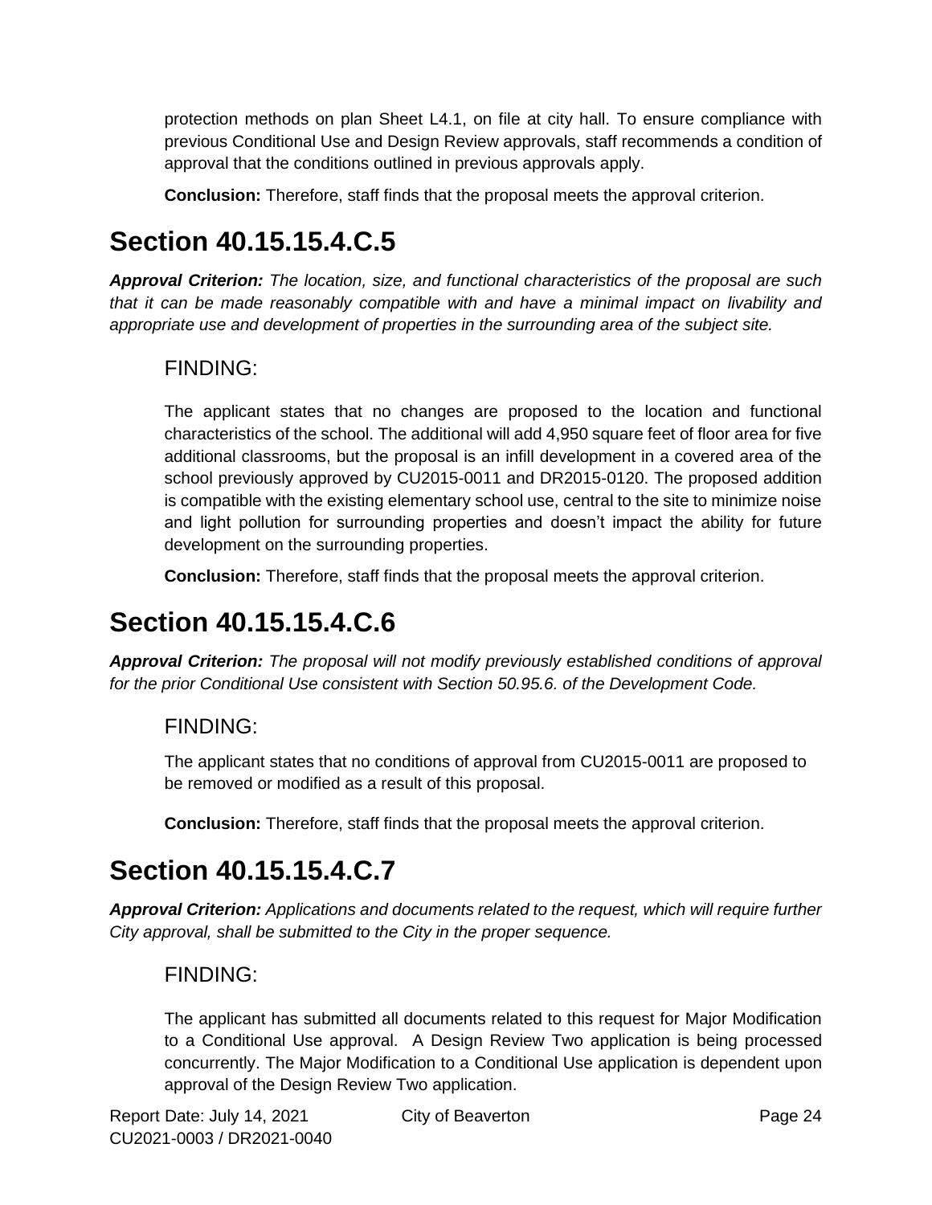protection methods on plan Sheet L4.1, on file at city hall. To ensure compliance with previous Conditional Use and Design Review approvals, staff recommends a condition of approval that the conditions outlined in previous approvals apply.

**Conclusion:** Therefore, staff finds that the proposal meets the approval criterion.

# Section 40.15.15.4.C.5

***Approval Criterion:*** *The location, size, and functional characteristics of the proposal are such that it can be made reasonably compatible with and have a minimal impact on livability and appropriate use and development of properties in the surrounding area of the subject site.*

## FINDING:

The applicant states that no changes are proposed to the location and functional characteristics of the school. The additional will add 4,950 square feet of floor area for five additional classrooms, but the proposal is an infill development in a covered area of the school previously approved by CU2015-0011 and DR2015-0120. The proposed addition is compatible with the existing elementary school use, central to the site to minimize noise and light pollution for surrounding properties and doesn't impact the ability for future development on the surrounding properties.

**Conclusion:** Therefore, staff finds that the proposal meets the approval criterion.

# Section 40.15.15.4.C.6

***Approval Criterion:*** *The proposal will not modify previously established conditions of approval for the prior Conditional Use consistent with Section 50.95.6. of the Development Code.*

## FINDING:

The applicant states that no conditions of approval from CU2015-0011 are proposed to be removed or modified as a result of this proposal.

**Conclusion:** Therefore, staff finds that the proposal meets the approval criterion.

# Section 40.15.15.4.C.7

***Approval Criterion:*** *Applications and documents related to the request, which will require further City approval, shall be submitted to the City in the proper sequence.*

## FINDING:

The applicant has submitted all documents related to this request for Major Modification to a Conditional Use approval. A Design Review Two application is being processed concurrently. The Major Modification to a Conditional Use application is dependent upon approval of the Design Review Two application.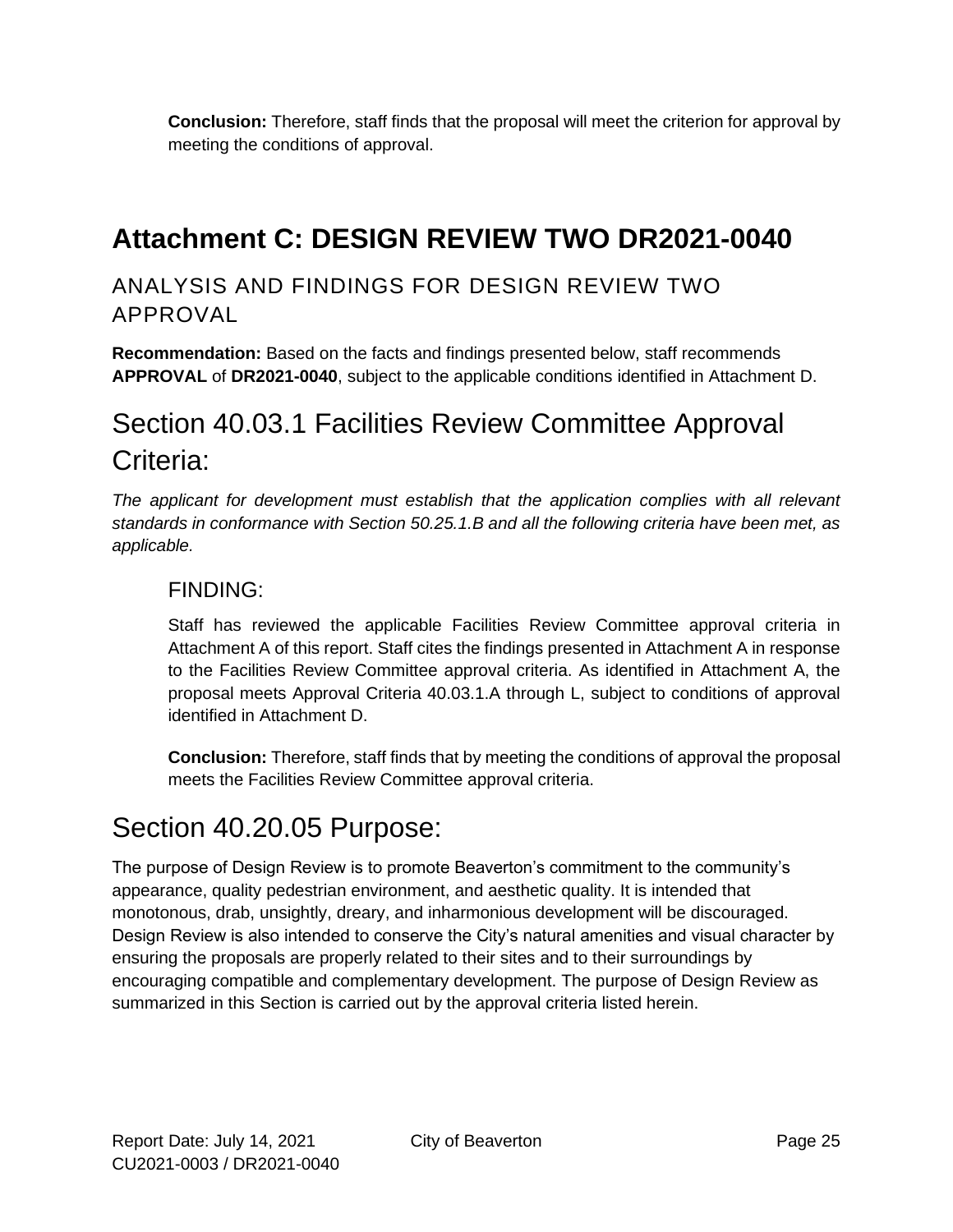**Conclusion:** Therefore, staff finds that the proposal will meet the criterion for approval by meeting the conditions of approval.

# Attachment C: DESIGN REVIEW TWO DR2021-0040

## ANALYSIS AND FINDINGS FOR DESIGN REVIEW TWO APPROVAL

**Recommendation:** Based on the facts and findings presented below, staff recommends **APPROVAL** of **DR2021-0040**, subject to the applicable conditions identified in Attachment D.

## Section 40.03.1 Facilities Review Committee Approval Criteria:

*The applicant for development must establish that the application complies with all relevant standards in conformance with Section 50.25.1.B and all the following criteria have been met, as applicable.*

### FINDING:

Staff has reviewed the applicable Facilities Review Committee approval criteria in Attachment A of this report. Staff cites the findings presented in Attachment A in response to the Facilities Review Committee approval criteria. As identified in Attachment A, the proposal meets Approval Criteria 40.03.1.A through L, subject to conditions of approval identified in Attachment D.

**Conclusion:** Therefore, staff finds that by meeting the conditions of approval the proposal meets the Facilities Review Committee approval criteria.

## Section 40.20.05 Purpose:

The purpose of Design Review is to promote Beaverton's commitment to the community's appearance, quality pedestrian environment, and aesthetic quality. It is intended that monotonous, drab, unsightly, dreary, and inharmonious development will be discouraged. Design Review is also intended to conserve the City's natural amenities and visual character by ensuring the proposals are properly related to their sites and to their surroundings by encouraging compatible and complementary development. The purpose of Design Review as summarized in this Section is carried out by the approval criteria listed herein.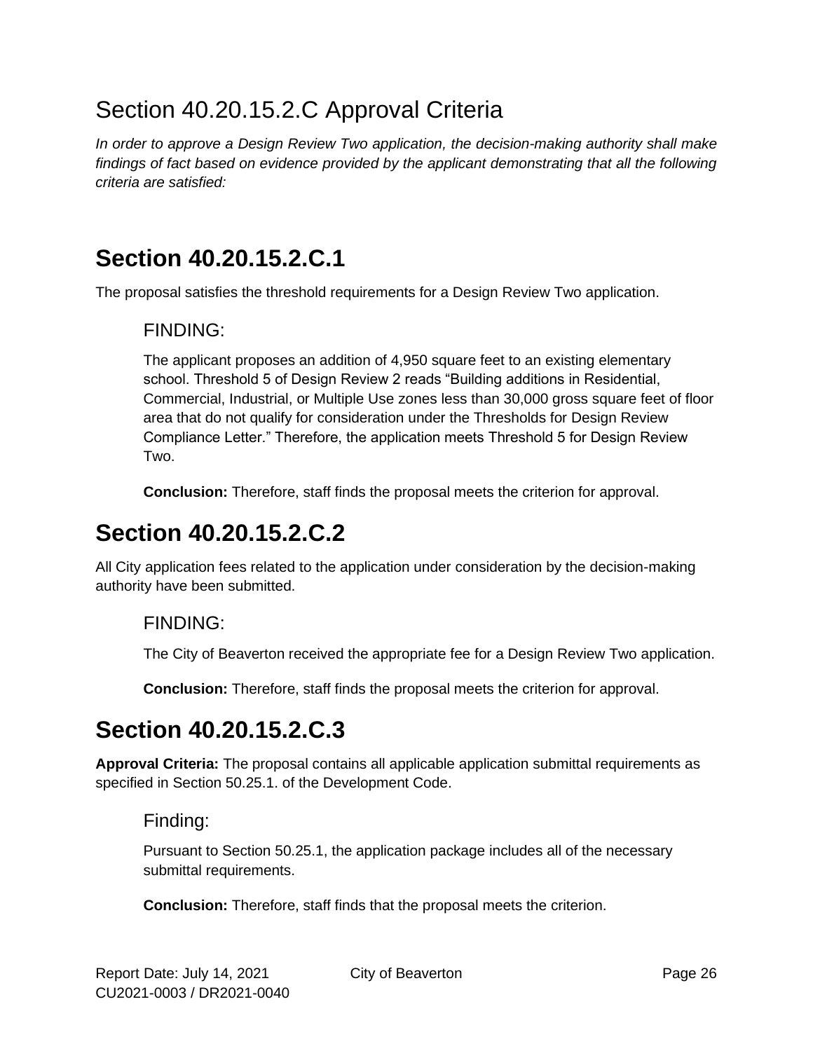# Section 40.20.15.2.C Approval Criteria

*In order to approve a Design Review Two application, the decision-making authority shall make findings of fact based on evidence provided by the applicant demonstrating that all the following criteria are satisfied:*

## Section 40.20.15.2.C.1

The proposal satisfies the threshold requirements for a Design Review Two application.

### FINDING:

The applicant proposes an addition of 4,950 square feet to an existing elementary school. Threshold 5 of Design Review 2 reads "Building additions in Residential, Commercial, Industrial, or Multiple Use zones less than 30,000 gross square feet of floor area that do not qualify for consideration under the Thresholds for Design Review Compliance Letter." Therefore, the application meets Threshold 5 for Design Review Two.

**Conclusion:** Therefore, staff finds the proposal meets the criterion for approval.

## Section 40.20.15.2.C.2

All City application fees related to the application under consideration by the decision-making authority have been submitted.

### FINDING:

The City of Beaverton received the appropriate fee for a Design Review Two application.

**Conclusion:** Therefore, staff finds the proposal meets the criterion for approval.

## Section 40.20.15.2.C.3

**Approval Criteria:** The proposal contains all applicable application submittal requirements as specified in Section 50.25.1. of the Development Code.

### Finding:

Pursuant to Section 50.25.1, the application package includes all of the necessary submittal requirements.

**Conclusion:** Therefore, staff finds that the proposal meets the criterion.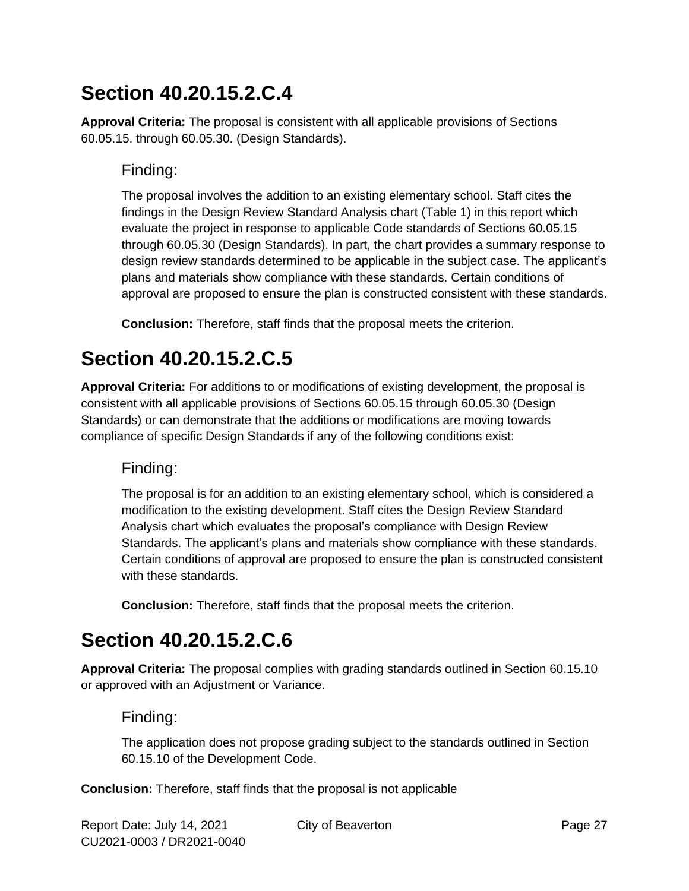## Section 40.20.15.2.C.4

**Approval Criteria:** The proposal is consistent with all applicable provisions of Sections 60.05.15. through 60.05.30. (Design Standards).

### Finding:

The proposal involves the addition to an existing elementary school. Staff cites the findings in the Design Review Standard Analysis chart (Table 1) in this report which evaluate the project in response to applicable Code standards of Sections 60.05.15 through 60.05.30 (Design Standards). In part, the chart provides a summary response to design review standards determined to be applicable in the subject case. The applicant's plans and materials show compliance with these standards. Certain conditions of approval are proposed to ensure the plan is constructed consistent with these standards.

**Conclusion:** Therefore, staff finds that the proposal meets the criterion.

## Section 40.20.15.2.C.5

**Approval Criteria:** For additions to or modifications of existing development, the proposal is consistent with all applicable provisions of Sections 60.05.15 through 60.05.30 (Design Standards) or can demonstrate that the additions or modifications are moving towards compliance of specific Design Standards if any of the following conditions exist:

### Finding:

The proposal is for an addition to an existing elementary school, which is considered a modification to the existing development. Staff cites the Design Review Standard Analysis chart which evaluates the proposal's compliance with Design Review Standards. The applicant's plans and materials show compliance with these standards. Certain conditions of approval are proposed to ensure the plan is constructed consistent with these standards.

**Conclusion:** Therefore, staff finds that the proposal meets the criterion.

## Section 40.20.15.2.C.6

**Approval Criteria:** The proposal complies with grading standards outlined in Section 60.15.10 or approved with an Adjustment or Variance.

### Finding:

The application does not propose grading subject to the standards outlined in Section 60.15.10 of the Development Code.

**Conclusion:** Therefore, staff finds that the proposal is not applicable

Report Date: July 14, 2021 City of Beaverton
CU2021-0003 / DR2021-0040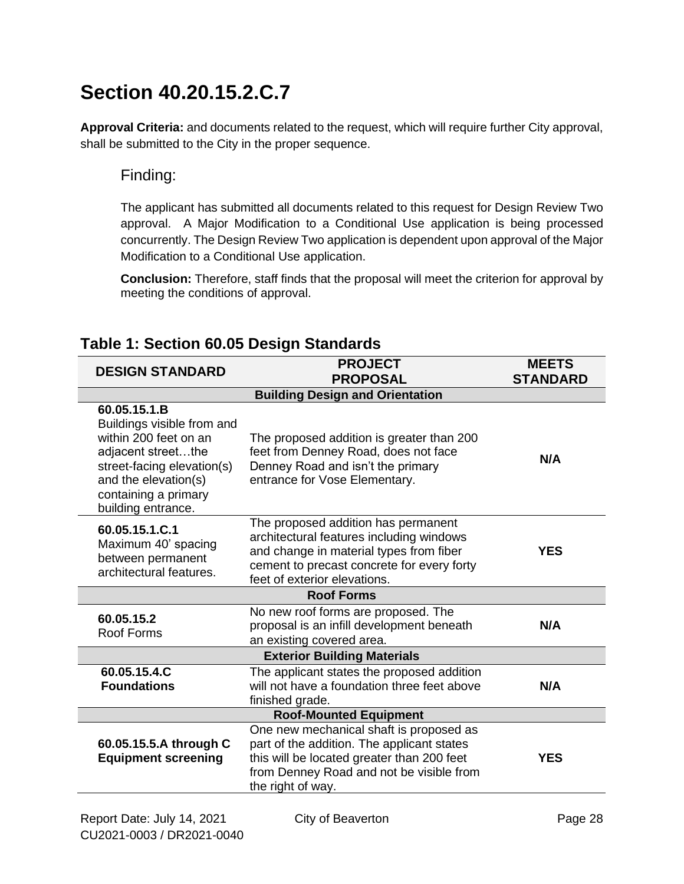# Section 40.20.15.2.C.7

**Approval Criteria:** and documents related to the request, which will require further City approval, shall be submitted to the City in the proper sequence.

## Finding:

The applicant has submitted all documents related to this request for Design Review Two approval. A Major Modification to a Conditional Use application is being processed concurrently. The Design Review Two application is dependent upon approval of the Major Modification to a Conditional Use application.

**Conclusion:** Therefore, staff finds that the proposal will meet the criterion for approval by meeting the conditions of approval.

## Table 1: Section 60.05 Design Standards

| DESIGN STANDARD | PROJECT PROPOSAL | MEETS STANDARD |
|---|---|---|
| | **Building Design and Orientation** | |
| **60.05.15.1.B** Buildings visible from and within 200 feet on an adjacent street…the street-facing elevation(s) and the elevation(s) containing a primary building entrance. | The proposed addition is greater than 200 feet from Denney Road, does not face Denney Road and isn't the primary entrance for Vose Elementary. | **N/A** |
| **60.05.15.1.C.1** Maximum 40' spacing between permanent architectural features. | The proposed addition has permanent architectural features including windows and change in material types from fiber cement to precast concrete for every forty feet of exterior elevations. | **YES** |
| | **Roof Forms** | |
| **60.05.15.2** Roof Forms | No new roof forms are proposed. The proposal is an infill development beneath an existing covered area. | **N/A** |
| | **Exterior Building Materials** | |
| **60.05.15.4.C Foundations** | The applicant states the proposed addition will not have a foundation three feet above finished grade. | **N/A** |
| | **Roof-Mounted Equipment** | |
| **60.05.15.5.A through C Equipment screening** | One new mechanical shaft is proposed as part of the addition. The applicant states this will be located greater than 200 feet from Denney Road and not be visible from the right of way. | **YES** |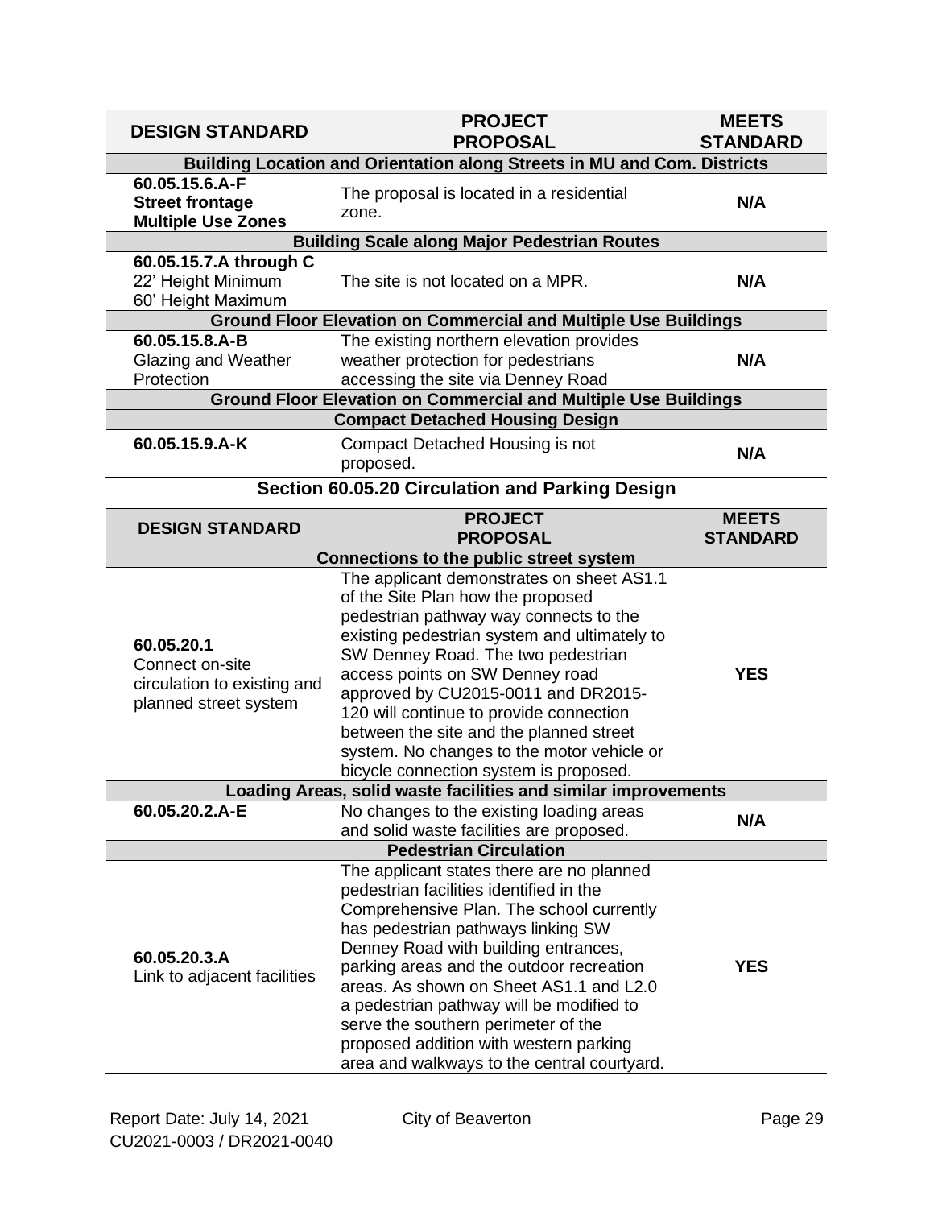| DESIGN STANDARD | PROJECT PROPOSAL | MEETS STANDARD |
|---|---|---|
| **Building Location and Orientation along Streets in MU and Com. Districts** | | |
| **60.05.15.6.A-F** **Street frontage** **Multiple Use Zones** | The proposal is located in a residential zone. | **N/A** |
| **Building Scale along Major Pedestrian Routes** | | |
| **60.05.15.7.A through C** 22' Height Minimum 60' Height Maximum | The site is not located on a MPR. | **N/A** |
| **Ground Floor Elevation on Commercial and Multiple Use Buildings** | | |
| **60.05.15.8.A-B** Glazing and Weather Protection | The existing northern elevation provides weather protection for pedestrians accessing the site via Denney Road | **N/A** |
| **Ground Floor Elevation on Commercial and Multiple Use Buildings** | | |
| **Compact Detached Housing Design** | | |
| **60.05.15.9.A-K** | Compact Detached Housing is not proposed. | **N/A** |

## Section 60.05.20 Circulation and Parking Design

| DESIGN STANDARD | PROJECT PROPOSAL | MEETS STANDARD |
|---|---|---|
| **Connections to the public street system** | | |
| **60.05.20.1** Connect on-site circulation to existing and planned street system | The applicant demonstrates on sheet AS1.1 of the Site Plan how the proposed pedestrian pathway way connects to the existing pedestrian system and ultimately to SW Denney Road. The two pedestrian access points on SW Denney road approved by CU2015-0011 and DR2015-120 will continue to provide connection between the site and the planned street system. No changes to the motor vehicle or bicycle connection system is proposed. | **YES** |
| **Loading Areas, solid waste facilities and similar improvements** | | |
| **60.05.20.2.A-E** | No changes to the existing loading areas and solid waste facilities are proposed. | **N/A** |
| **Pedestrian Circulation** | | |
| **60.05.20.3.A** Link to adjacent facilities | The applicant states there are no planned pedestrian facilities identified in the Comprehensive Plan. The school currently has pedestrian pathways linking SW Denney Road with building entrances, parking areas and the outdoor recreation areas. As shown on Sheet AS1.1 and L2.0 a pedestrian pathway will be modified to serve the southern perimeter of the proposed addition with western parking area and walkways to the central courtyard. | **YES** |

Report Date: July 14, 2021 City of Beaverton
CU2021-0003 / DR2021-0040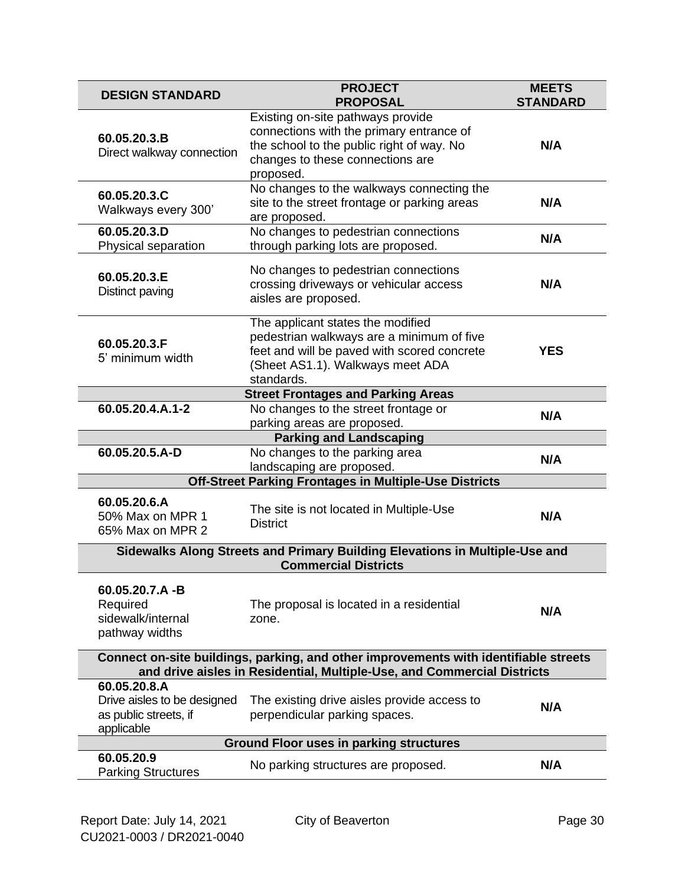| DESIGN STANDARD | PROJECT PROPOSAL | MEETS STANDARD |
|---|---|---|
| **60.05.20.3.B** Direct walkway connection | Existing on-site pathways provide connections with the primary entrance of the school to the public right of way. No changes to these connections are proposed. | **N/A** |
| **60.05.20.3.C** Walkways every 300' | No changes to the walkways connecting the site to the street frontage or parking areas are proposed. | **N/A** |
| **60.05.20.3.D** Physical separation | No changes to pedestrian connections through parking lots are proposed. | **N/A** |
| **60.05.20.3.E** Distinct paving | No changes to pedestrian connections crossing driveways or vehicular access aisles are proposed. | **N/A** |
| **60.05.20.3.F** 5' minimum width | The applicant states the modified pedestrian walkways are a minimum of five feet and will be paved with scored concrete (Sheet AS1.1). Walkways meet ADA standards. | **YES** |
| **Street Frontages and Parking Areas** | | |
| **60.05.20.4.A.1-2** | No changes to the street frontage or parking areas are proposed. | **N/A** |
| **Parking and Landscaping** | | |
| **60.05.20.5.A-D** | No changes to the parking area landscaping are proposed. | **N/A** |
| **Off-Street Parking Frontages in Multiple-Use Districts** | | |
| **60.05.20.6.A** 50% Max on MPR 1 65% Max on MPR 2 | The site is not located in Multiple-Use District | **N/A** |
| **Sidewalks Along Streets and Primary Building Elevations in Multiple-Use and Commercial Districts** | | |
| **60.05.20.7.A -B** Required sidewalk/internal pathway widths | The proposal is located in a residential zone. | **N/A** |
| **Connect on-site buildings, parking, and other improvements with identifiable streets and drive aisles in Residential, Multiple-Use, and Commercial Districts** | | |
| **60.05.20.8.A** Drive aisles to be designed as public streets, if applicable | The existing drive aisles provide access to perpendicular parking spaces. | **N/A** |
| **Ground Floor uses in parking structures** | | |
| **60.05.20.9** Parking Structures | No parking structures are proposed. | **N/A** |

Report Date: July 14, 2021 City of Beaverton
CU2021-0003 / DR2021-0040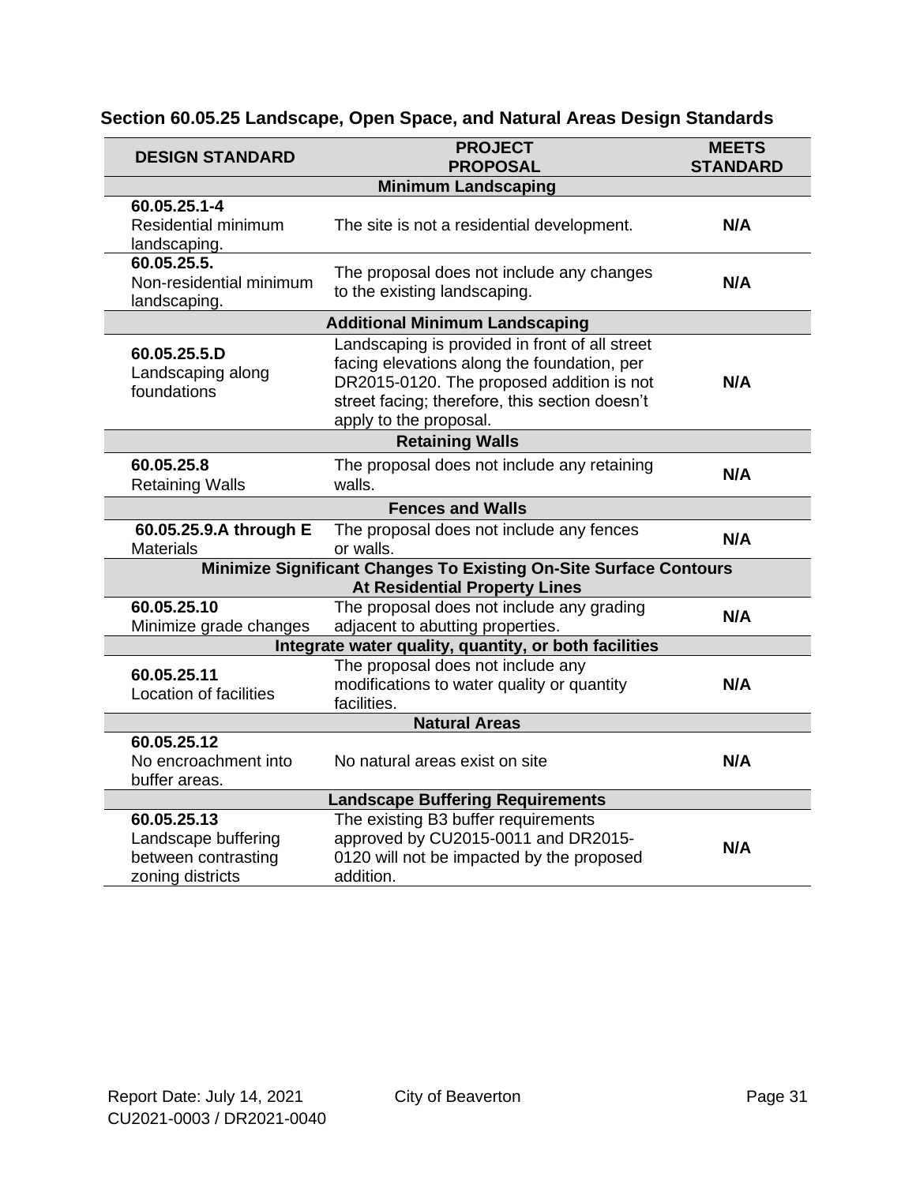## Section 60.05.25 Landscape, Open Space, and Natural Areas Design Standards

| DESIGN STANDARD | PROJECT PROPOSAL | MEETS STANDARD |
|---|---|---|
| **Minimum Landscaping** | | |
| **60.05.25.1-4** Residential minimum landscaping. | The site is not a residential development. | **N/A** |
| **60.05.25.5.** Non-residential minimum landscaping. | The proposal does not include any changes to the existing landscaping. | **N/A** |
| **Additional Minimum Landscaping** | | |
| **60.05.25.5.D** Landscaping along foundations | Landscaping is provided in front of all street facing elevations along the foundation, per DR2015-0120. The proposed addition is not street facing; therefore, this section doesn't apply to the proposal. | **N/A** |
| **Retaining Walls** | | |
| **60.05.25.8** Retaining Walls | The proposal does not include any retaining walls. | **N/A** |
| **Fences and Walls** | | |
| **60.05.25.9.A through E** Materials | The proposal does not include any fences or walls. | **N/A** |
| **Minimize Significant Changes To Existing On-Site Surface Contours At Residential Property Lines** | | |
| **60.05.25.10** Minimize grade changes | The proposal does not include any grading adjacent to abutting properties. | **N/A** |
| **Integrate water quality, quantity, or both facilities** | | |
| **60.05.25.11** Location of facilities | The proposal does not include any modifications to water quality or quantity facilities. | **N/A** |
| **Natural Areas** | | |
| **60.05.25.12** No encroachment into buffer areas. | No natural areas exist on site | **N/A** |
| **Landscape Buffering Requirements** | | |
| **60.05.25.13** Landscape buffering between contrasting zoning districts | The existing B3 buffer requirements approved by CU2015-0011 and DR2015-0120 will not be impacted by the proposed addition. | **N/A** |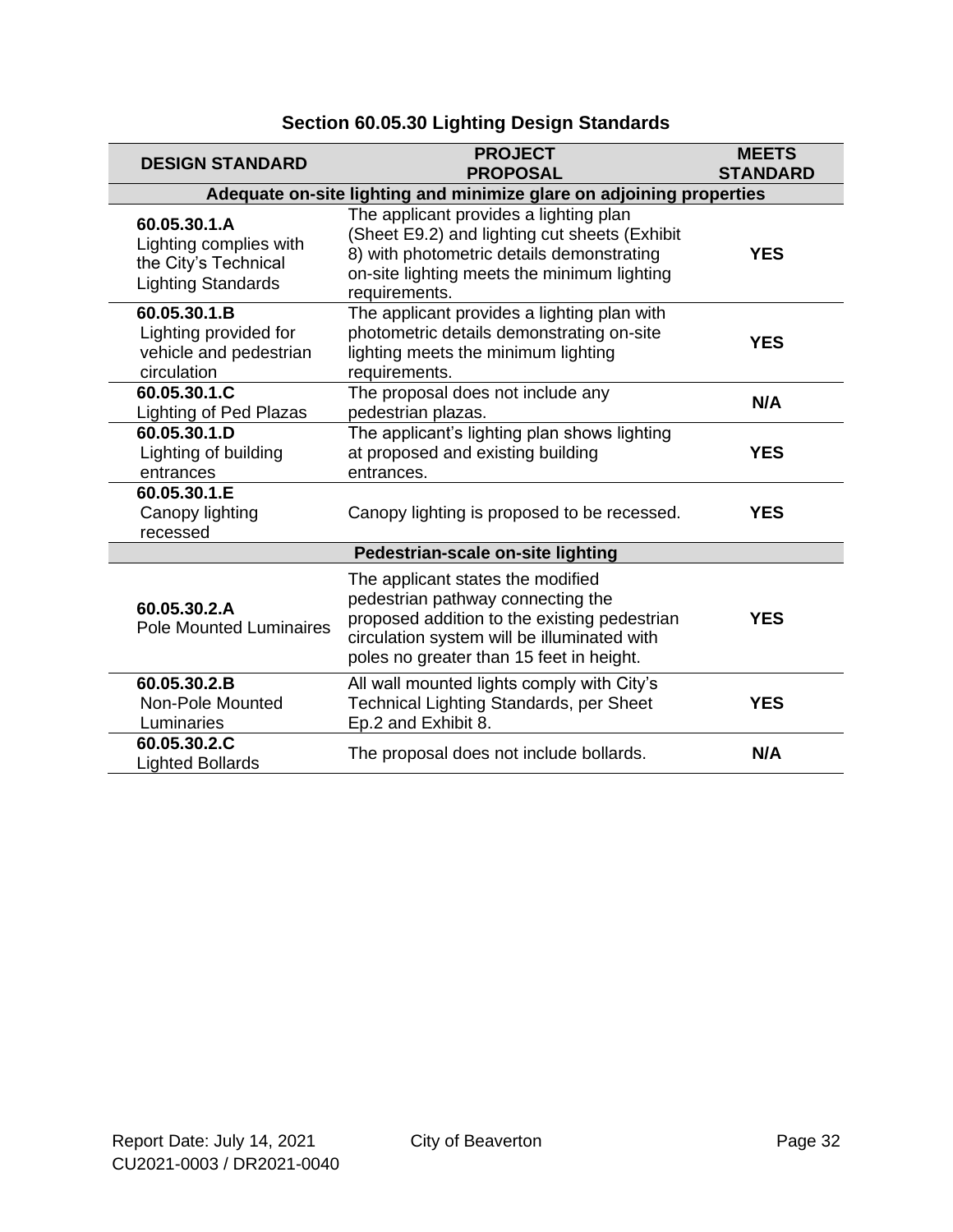## Section 60.05.30 Lighting Design Standards

| DESIGN STANDARD | PROJECT PROPOSAL | MEETS STANDARD |
|---|---|---|
| **Adequate on-site lighting and minimize glare on adjoining properties** | | |
| **60.05.30.1.A** Lighting complies with the City's Technical Lighting Standards | The applicant provides a lighting plan (Sheet E9.2) and lighting cut sheets (Exhibit 8) with photometric details demonstrating on-site lighting meets the minimum lighting requirements. | **YES** |
| **60.05.30.1.B** Lighting provided for vehicle and pedestrian circulation | The applicant provides a lighting plan with photometric details demonstrating on-site lighting meets the minimum lighting requirements. | **YES** |
| **60.05.30.1.C** Lighting of Ped Plazas | The proposal does not include any pedestrian plazas. | **N/A** |
| **60.05.30.1.D** Lighting of building entrances | The applicant's lighting plan shows lighting at proposed and existing building entrances. | **YES** |
| **60.05.30.1.E** Canopy lighting recessed | Canopy lighting is proposed to be recessed. | **YES** |
| **Pedestrian-scale on-site lighting** | | |
| **60.05.30.2.A** Pole Mounted Luminaires | The applicant states the modified pedestrian pathway connecting the proposed addition to the existing pedestrian circulation system will be illuminated with poles no greater than 15 feet in height. | **YES** |
| **60.05.30.2.B** Non-Pole Mounted Luminaries | All wall mounted lights comply with City's Technical Lighting Standards, per Sheet Ep.2 and Exhibit 8. | **YES** |
| **60.05.30.2.C** Lighted Bollards | The proposal does not include bollards. | **N/A** |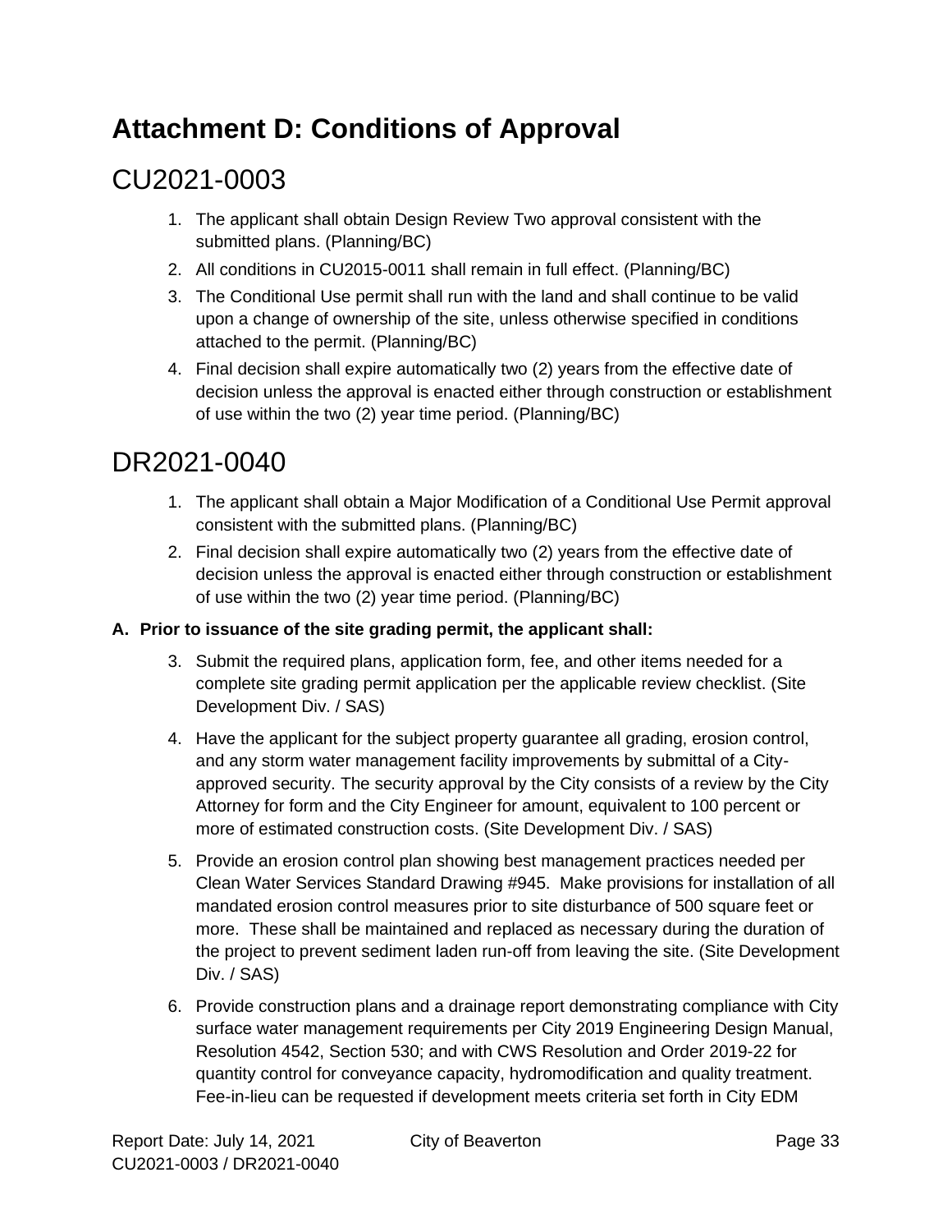# Attachment D: Conditions of Approval

## CU2021-0003

1. The applicant shall obtain Design Review Two approval consistent with the submitted plans. (Planning/BC)
2. All conditions in CU2015-0011 shall remain in full effect. (Planning/BC)
3. The Conditional Use permit shall run with the land and shall continue to be valid upon a change of ownership of the site, unless otherwise specified in conditions attached to the permit. (Planning/BC)
4. Final decision shall expire automatically two (2) years from the effective date of decision unless the approval is enacted either through construction or establishment of use within the two (2) year time period. (Planning/BC)

## DR2021-0040

1. The applicant shall obtain a Major Modification of a Conditional Use Permit approval consistent with the submitted plans. (Planning/BC)
2. Final decision shall expire automatically two (2) years from the effective date of decision unless the approval is enacted either through construction or establishment of use within the two (2) year time period. (Planning/BC)

**A. Prior to issuance of the site grading permit, the applicant shall:**

3. Submit the required plans, application form, fee, and other items needed for a complete site grading permit application per the applicable review checklist. (Site Development Div. / SAS)
4. Have the applicant for the subject property guarantee all grading, erosion control, and any storm water management facility improvements by submittal of a City-approved security. The security approval by the City consists of a review by the City Attorney for form and the City Engineer for amount, equivalent to 100 percent or more of estimated construction costs. (Site Development Div. / SAS)
5. Provide an erosion control plan showing best management practices needed per Clean Water Services Standard Drawing #945. Make provisions for installation of all mandated erosion control measures prior to site disturbance of 500 square feet or more. These shall be maintained and replaced as necessary during the duration of the project to prevent sediment laden run-off from leaving the site. (Site Development Div. / SAS)
6. Provide construction plans and a drainage report demonstrating compliance with City surface water management requirements per City 2019 Engineering Design Manual, Resolution 4542, Section 530; and with CWS Resolution and Order 2019-22 for quantity control for conveyance capacity, hydromodification and quality treatment. Fee-in-lieu can be requested if development meets criteria set forth in City EDM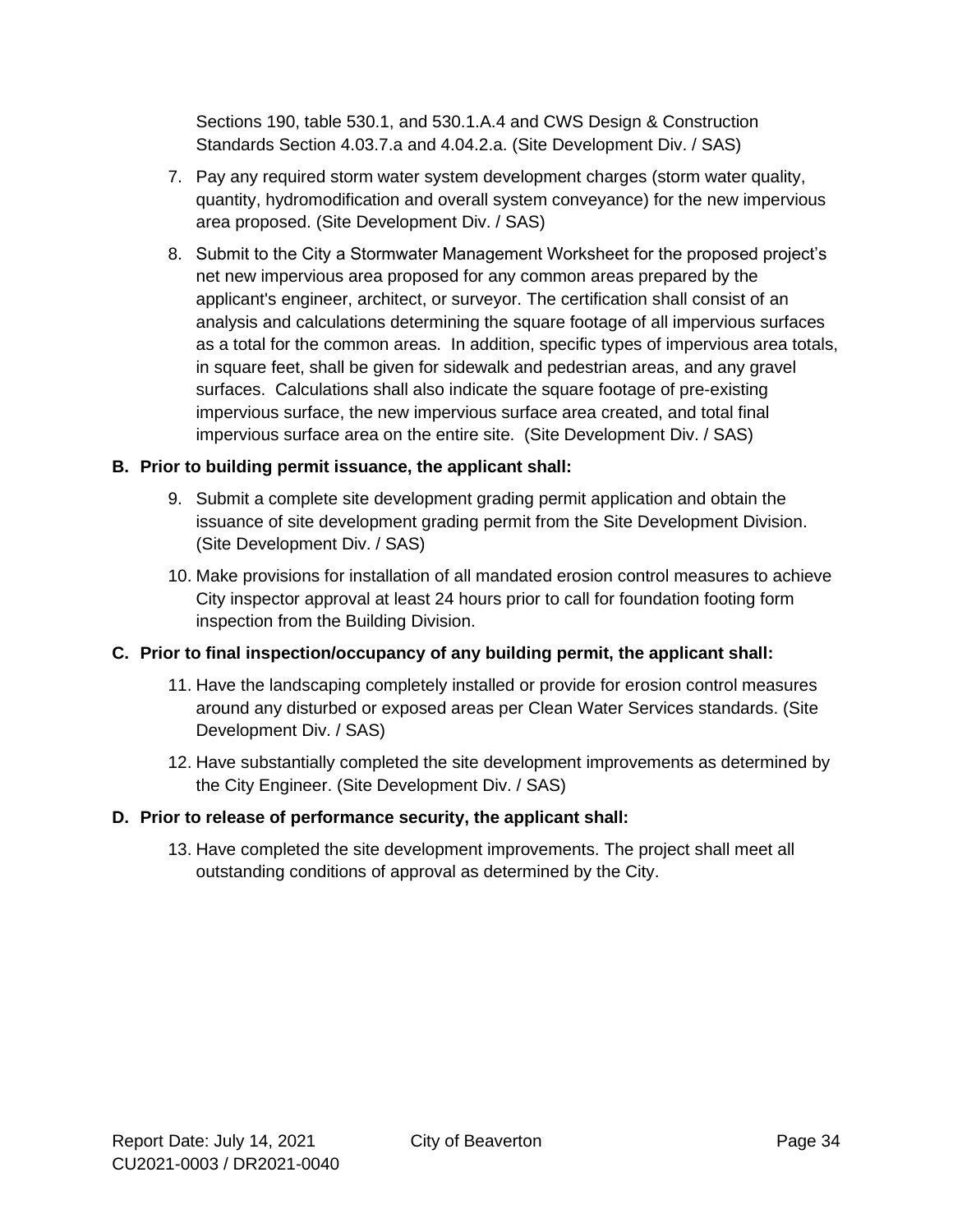Sections 190, table 530.1, and 530.1.A.4 and CWS Design & Construction Standards Section 4.03.7.a and 4.04.2.a. (Site Development Div. / SAS)

7. Pay any required storm water system development charges (storm water quality, quantity, hydromodification and overall system conveyance) for the new impervious area proposed. (Site Development Div. / SAS)

8. Submit to the City a Stormwater Management Worksheet for the proposed project's net new impervious area proposed for any common areas prepared by the applicant's engineer, architect, or surveyor. The certification shall consist of an analysis and calculations determining the square footage of all impervious surfaces as a total for the common areas. In addition, specific types of impervious area totals, in square feet, shall be given for sidewalk and pedestrian areas, and any gravel surfaces. Calculations shall also indicate the square footage of pre-existing impervious surface, the new impervious surface area created, and total final impervious surface area on the entire site. (Site Development Div. / SAS)

**B. Prior to building permit issuance, the applicant shall:**

9. Submit a complete site development grading permit application and obtain the issuance of site development grading permit from the Site Development Division. (Site Development Div. / SAS)

10. Make provisions for installation of all mandated erosion control measures to achieve City inspector approval at least 24 hours prior to call for foundation footing form inspection from the Building Division.

**C. Prior to final inspection/occupancy of any building permit, the applicant shall:**

11. Have the landscaping completely installed or provide for erosion control measures around any disturbed or exposed areas per Clean Water Services standards. (Site Development Div. / SAS)

12. Have substantially completed the site development improvements as determined by the City Engineer. (Site Development Div. / SAS)

**D. Prior to release of performance security, the applicant shall:**

13. Have completed the site development improvements. The project shall meet all outstanding conditions of approval as determined by the City.